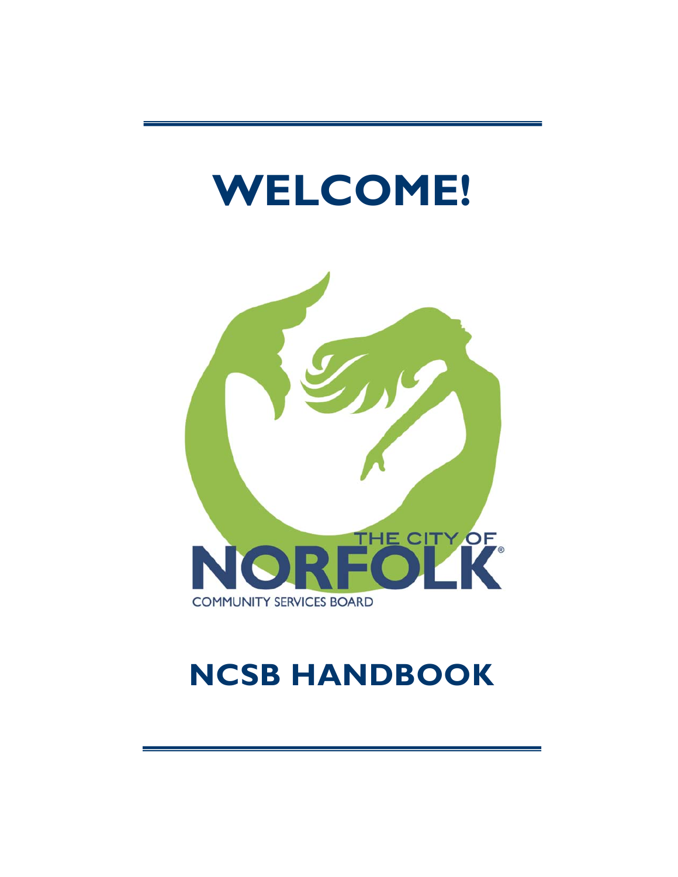# WELCOME!

THE CITY OF NORFOLK

COMMUNITY SERVICES BOARD

# NCSB HANDBOOK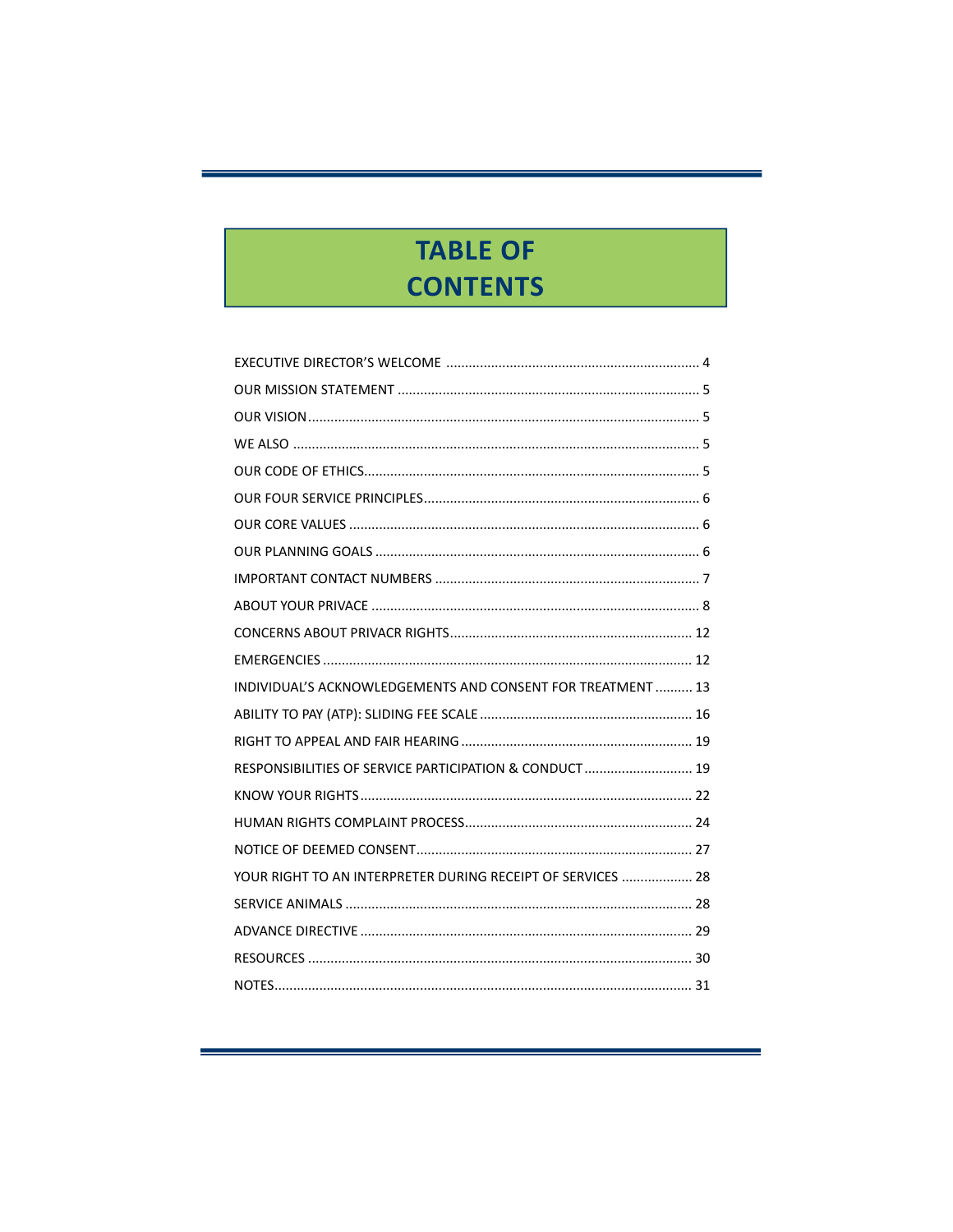# TABLE OF CONTENTS

EXECUTIVE DIRECTOR'S WELCOME .................................................................... 4

OUR MISSION STATEMENT ................................................................................ 5

OUR VISION........................................................................................................ 5

WE ALSO ............................................................................................................ 5

OUR CODE OF ETHICS........................................................................................ 5

OUR FOUR SERVICE PRINCIPLES......................................................................... 6

OUR CORE VALUES ............................................................................................. 6

OUR PLANNING GOALS ...................................................................................... 6

IMPORTANT CONTACT NUMBERS ....................................................................... 7

ABOUT YOUR PRIVACE ....................................................................................... 8

CONCERNS ABOUT PRIVACR RIGHTS................................................................ 12

EMERGENCIES .................................................................................................. 12

INDIVIDUAL'S ACKNOWLEDGEMENTS AND CONSENT FOR TREATMENT .......... 13

ABILITY TO PAY (ATP): SLIDING FEE SCALE ......................................................... 16

RIGHT TO APPEAL AND FAIR HEARING .............................................................. 19

RESPONSIBILITIES OF SERVICE PARTICIPATION & CONDUCT ............................. 19

KNOW YOUR RIGHTS........................................................................................ 22

HUMAN RIGHTS COMPLAINT PROCESS............................................................. 24

NOTICE OF DEEMED CONSENT.......................................................................... 27

YOUR RIGHT TO AN INTERPRETER DURING RECEIPT OF SERVICES ................... 28

SERVICE ANIMALS ............................................................................................ 28

ADVANCE DIRECTIVE ........................................................................................ 29

RESOURCES ....................................................................................................... 30

NOTES............................................................................................................... 31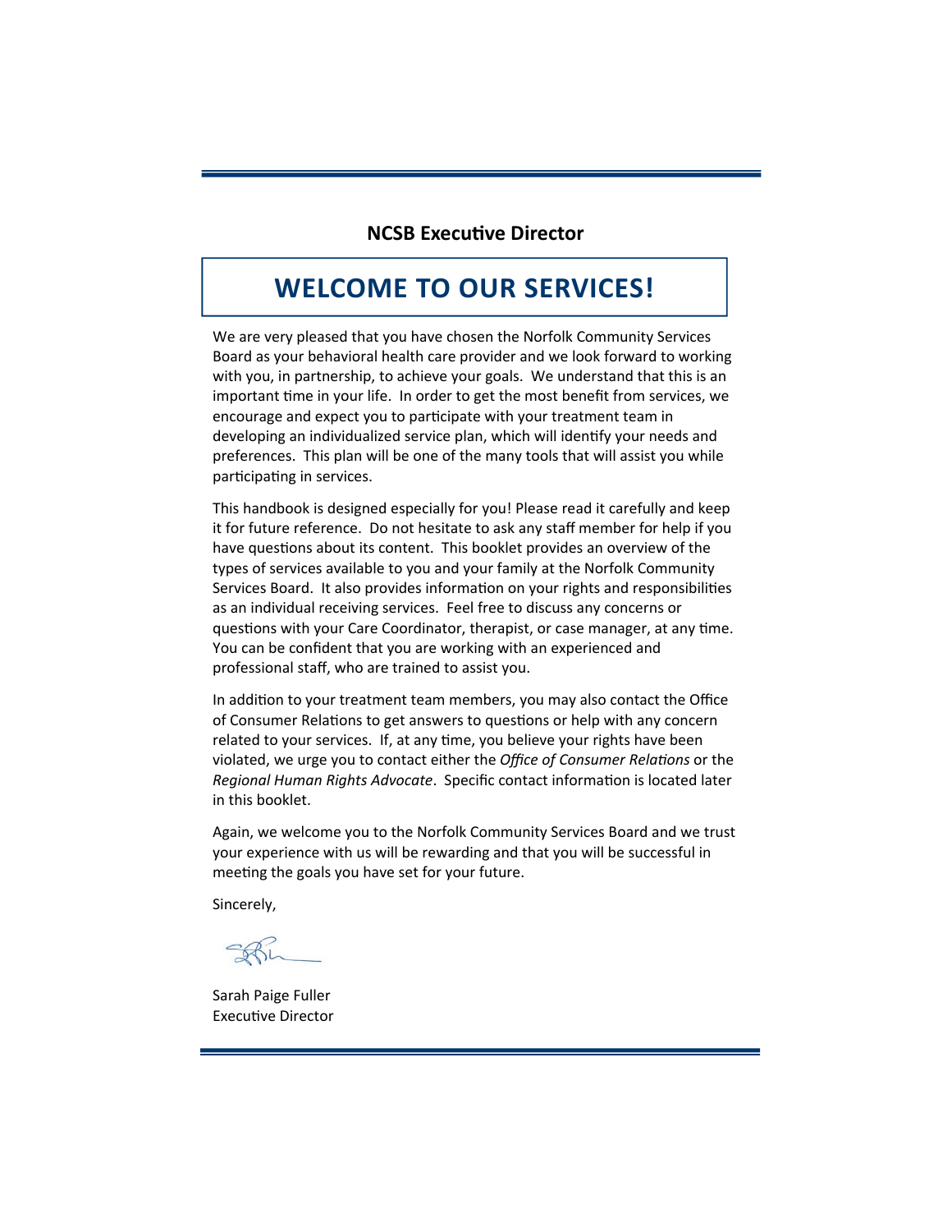## NCSB Executive Director

# WELCOME TO OUR SERVICES!

We are very pleased that you have chosen the Norfolk Community Services Board as your behavioral health care provider and we look forward to working with you, in partnership, to achieve your goals. We understand that this is an important time in your life. In order to get the most benefit from services, we encourage and expect you to participate with your treatment team in developing an individualized service plan, which will identify your needs and preferences. This plan will be one of the many tools that will assist you while participating in services.

This handbook is designed especially for you! Please read it carefully and keep it for future reference. Do not hesitate to ask any staff member for help if you have questions about its content. This booklet provides an overview of the types of services available to you and your family at the Norfolk Community Services Board. It also provides information on your rights and responsibilities as an individual receiving services. Feel free to discuss any concerns or questions with your Care Coordinator, therapist, or case manager, at any time. You can be confident that you are working with an experienced and professional staff, who are trained to assist you.

In addition to your treatment team members, you may also contact the Office of Consumer Relations to get answers to questions or help with any concern related to your services. If, at any time, you believe your rights have been violated, we urge you to contact either the *Office of Consumer Relations* or the *Regional Human Rights Advocate*. Specific contact information is located later in this booklet.

Again, we welcome you to the Norfolk Community Services Board and we trust your experience with us will be rewarding and that you will be successful in meeting the goals you have set for your future.

Sincerely,

Sarah Paige Fuller
Executive Director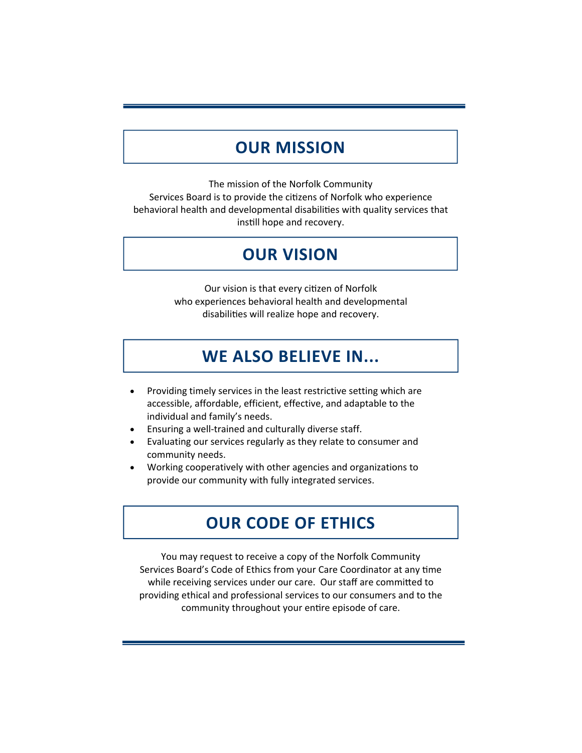## OUR MISSION

The mission of the Norfolk Community Services Board is to provide the citizens of Norfolk who experience behavioral health and developmental disabilities with quality services that instill hope and recovery.

## OUR VISION

Our vision is that every citizen of Norfolk who experiences behavioral health and developmental disabilities will realize hope and recovery.

## WE ALSO BELIEVE IN...

- Providing timely services in the least restrictive setting which are accessible, affordable, efficient, effective, and adaptable to the individual and family's needs.
- Ensuring a well-trained and culturally diverse staff.
- Evaluating our services regularly as they relate to consumer and community needs.
- Working cooperatively with other agencies and organizations to provide our community with fully integrated services.

## OUR CODE OF ETHICS

You may request to receive a copy of the Norfolk Community Services Board's Code of Ethics from your Care Coordinator at any time while receiving services under our care. Our staff are committed to providing ethical and professional services to our consumers and to the community throughout your entire episode of care.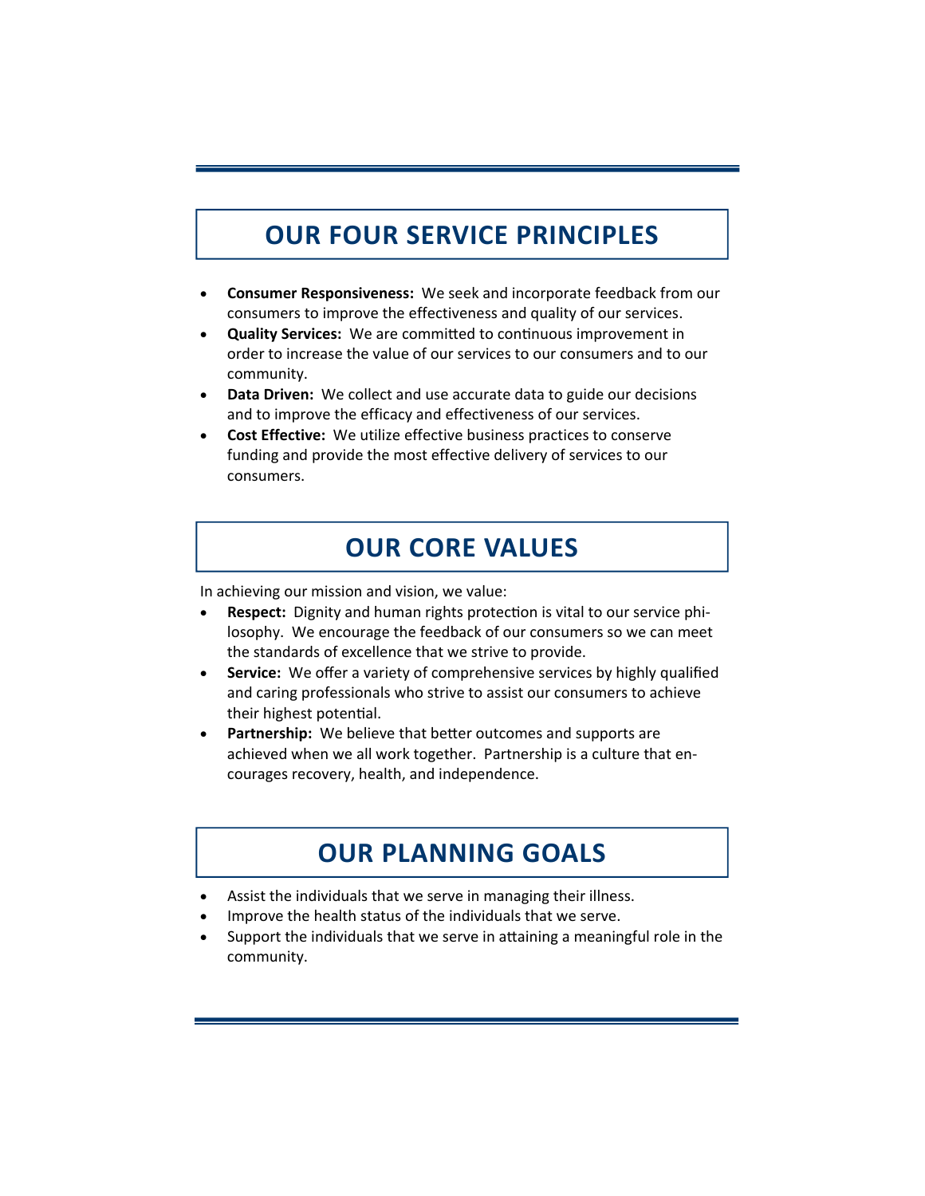## OUR FOUR SERVICE PRINCIPLES

- **Consumer Responsiveness:** We seek and incorporate feedback from our consumers to improve the effectiveness and quality of our services.
- **Quality Services:** We are committed to continuous improvement in order to increase the value of our services to our consumers and to our community.
- **Data Driven:** We collect and use accurate data to guide our decisions and to improve the efficacy and effectiveness of our services.
- **Cost Effective:** We utilize effective business practices to conserve funding and provide the most effective delivery of services to our consumers.

## OUR CORE VALUES

In achieving our mission and vision, we value:

- **Respect:** Dignity and human rights protection is vital to our service philosophy. We encourage the feedback of our consumers so we can meet the standards of excellence that we strive to provide.
- **Service:** We offer a variety of comprehensive services by highly qualified and caring professionals who strive to assist our consumers to achieve their highest potential.
- **Partnership:** We believe that better outcomes and supports are achieved when we all work together. Partnership is a culture that encourages recovery, health, and independence.

## OUR PLANNING GOALS

- Assist the individuals that we serve in managing their illness.
- Improve the health status of the individuals that we serve.
- Support the individuals that we serve in attaining a meaningful role in the community.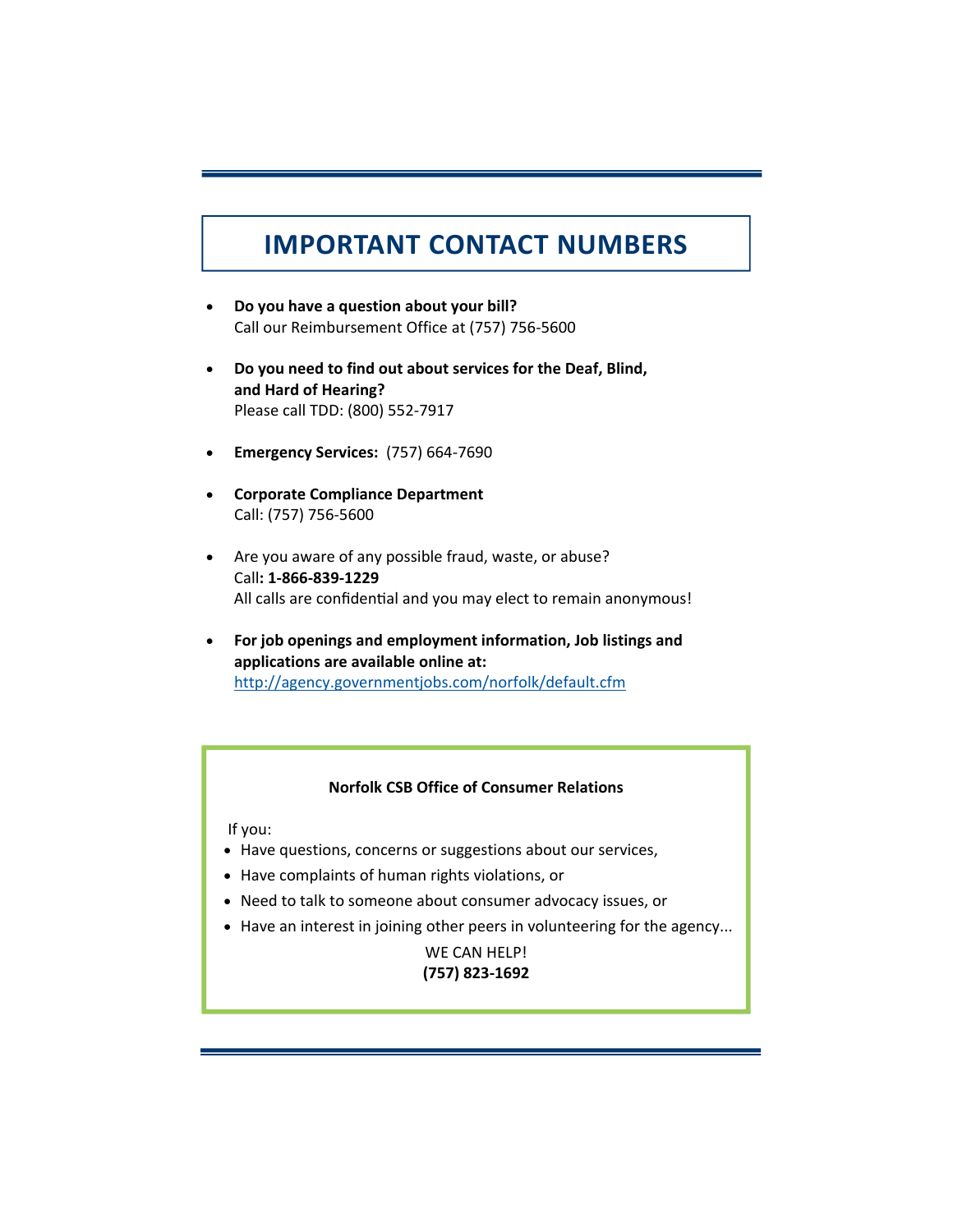# IMPORTANT CONTACT NUMBERS

- **Do you have a question about your bill?**
  Call our Reimbursement Office at (757) 756-5600

- **Do you need to find out about services for the Deaf, Blind, and Hard of Hearing?**
  Please call TDD: (800) 552-7917

- **Emergency Services:** (757) 664-7690

- **Corporate Compliance Department**
  Call: (757) 756-5600

- Are you aware of any possible fraud, waste, or abuse?
  Call**: 1-866-839-1229**
  All calls are confidential and you may elect to remain anonymous!

- **For job openings and employment information, Job listings and applications are available online at:**
  [http://agency.governmentjobs.com/norfolk/default.cfm](http://agency.governmentjobs.com/norfolk/default.cfm)

**Norfolk CSB Office of Consumer Relations**

If you:

- Have questions, concerns or suggestions about our services,
- Have complaints of human rights violations, or
- Need to talk to someone about consumer advocacy issues, or
- Have an interest in joining other peers in volunteering for the agency...

WE CAN HELP!
**(757) 823-1692**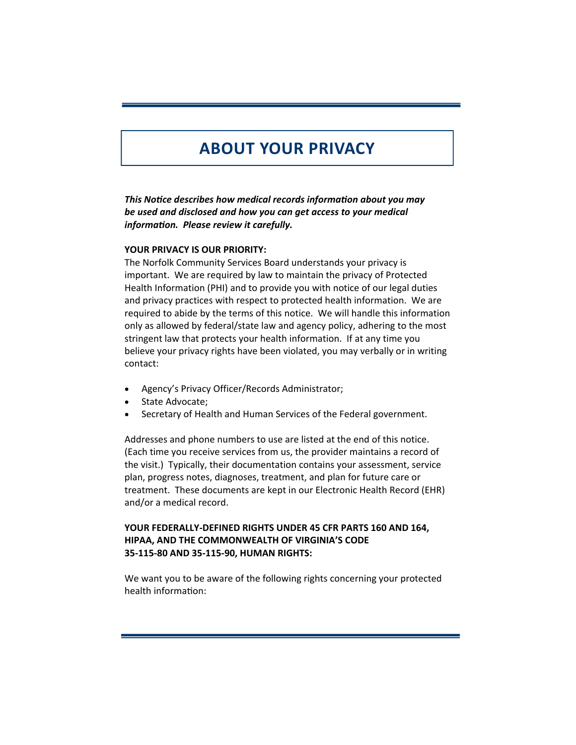# ABOUT YOUR PRIVACY

***This Notice describes how medical records information about you may be used and disclosed and how you can get access to your medical information. Please review it carefully.***

**YOUR PRIVACY IS OUR PRIORITY:**

The Norfolk Community Services Board understands your privacy is important. We are required by law to maintain the privacy of Protected Health Information (PHI) and to provide you with notice of our legal duties and privacy practices with respect to protected health information. We are required to abide by the terms of this notice. We will handle this information only as allowed by federal/state law and agency policy, adhering to the most stringent law that protects your health information. If at any time you believe your privacy rights have been violated, you may verbally or in writing contact:

- Agency's Privacy Officer/Records Administrator;
- State Advocate;
- Secretary of Health and Human Services of the Federal government.

Addresses and phone numbers to use are listed at the end of this notice. (Each time you receive services from us, the provider maintains a record of the visit.) Typically, their documentation contains your assessment, service plan, progress notes, diagnoses, treatment, and plan for future care or treatment. These documents are kept in our Electronic Health Record (EHR) and/or a medical record.

**YOUR FEDERALLY-DEFINED RIGHTS UNDER 45 CFR PARTS 160 AND 164, HIPAA, AND THE COMMONWEALTH OF VIRGINIA'S CODE 35-115-80 AND 35-115-90, HUMAN RIGHTS:**

We want you to be aware of the following rights concerning your protected health information: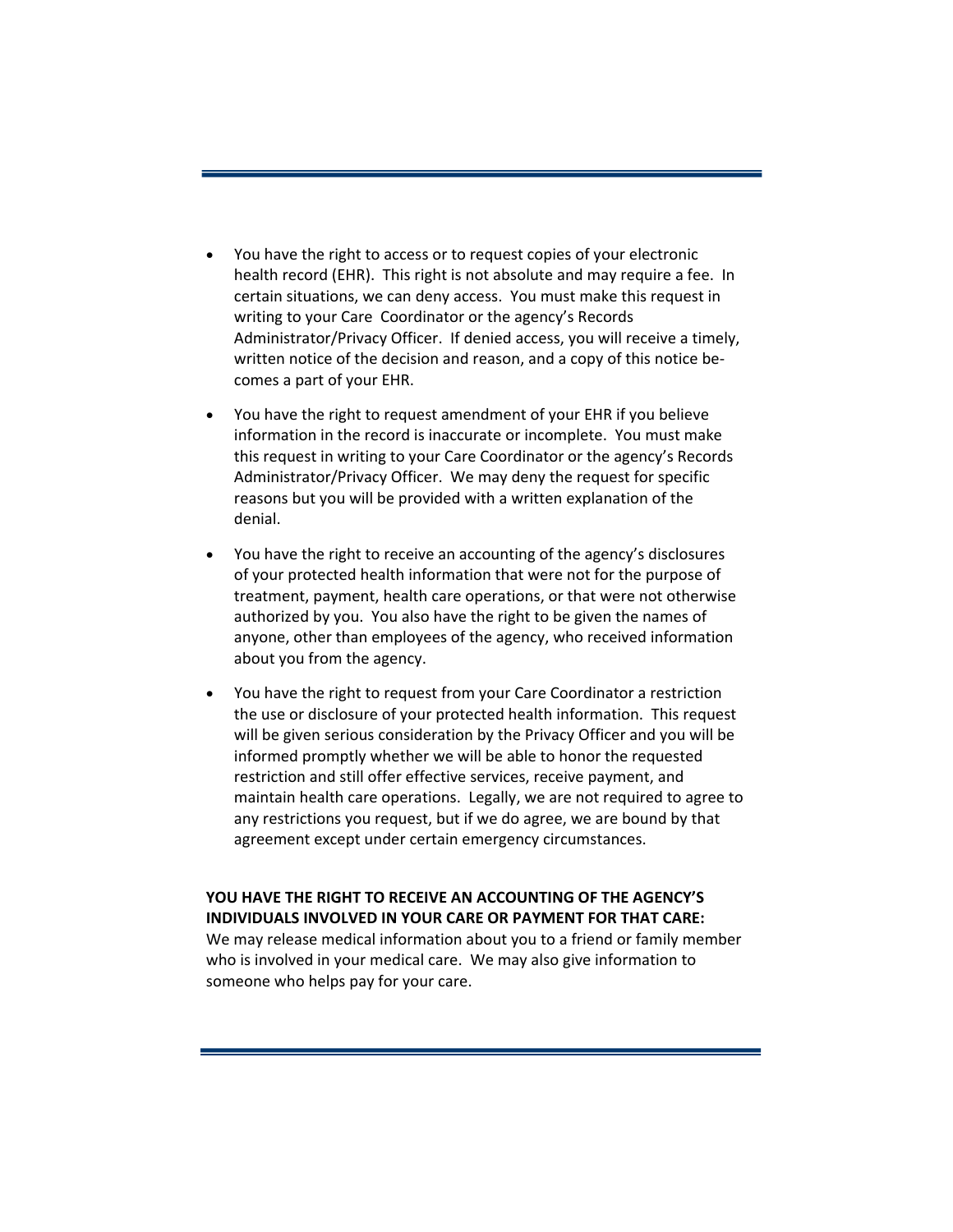- You have the right to access or to request copies of your electronic health record (EHR). This right is not absolute and may require a fee. In certain situations, we can deny access. You must make this request in writing to your Care Coordinator or the agency's Records Administrator/Privacy Officer. If denied access, you will receive a timely, written notice of the decision and reason, and a copy of this notice becomes a part of your EHR.

- You have the right to request amendment of your EHR if you believe information in the record is inaccurate or incomplete. You must make this request in writing to your Care Coordinator or the agency's Records Administrator/Privacy Officer. We may deny the request for specific reasons but you will be provided with a written explanation of the denial.

- You have the right to receive an accounting of the agency's disclosures of your protected health information that were not for the purpose of treatment, payment, health care operations, or that were not otherwise authorized by you. You also have the right to be given the names of anyone, other than employees of the agency, who received information about you from the agency.

- You have the right to request from your Care Coordinator a restriction the use or disclosure of your protected health information. This request will be given serious consideration by the Privacy Officer and you will be informed promptly whether we will be able to honor the requested restriction and still offer effective services, receive payment, and maintain health care operations. Legally, we are not required to agree to any restrictions you request, but if we do agree, we are bound by that agreement except under certain emergency circumstances.

**YOU HAVE THE RIGHT TO RECEIVE AN ACCOUNTING OF THE AGENCY'S INDIVIDUALS INVOLVED IN YOUR CARE OR PAYMENT FOR THAT CARE:**
We may release medical information about you to a friend or family member who is involved in your medical care. We may also give information to someone who helps pay for your care.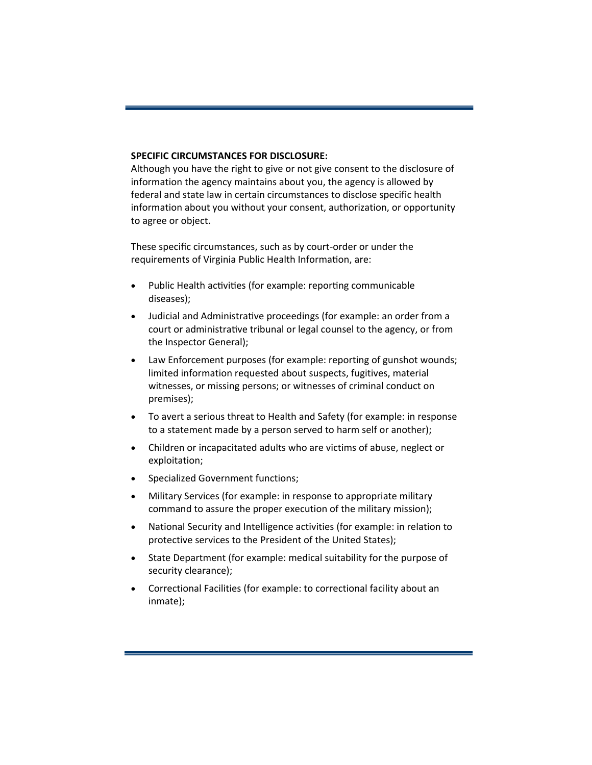**SPECIFIC CIRCUMSTANCES FOR DISCLOSURE:**
Although you have the right to give or not give consent to the disclosure of information the agency maintains about you, the agency is allowed by federal and state law in certain circumstances to disclose specific health information about you without your consent, authorization, or opportunity to agree or object.

These specific circumstances, such as by court-order or under the requirements of Virginia Public Health Information, are:

- Public Health activities (for example: reporting communicable diseases);
- Judicial and Administrative proceedings (for example: an order from a court or administrative tribunal or legal counsel to the agency, or from the Inspector General);
- Law Enforcement purposes (for example: reporting of gunshot wounds; limited information requested about suspects, fugitives, material witnesses, or missing persons; or witnesses of criminal conduct on premises);
- To avert a serious threat to Health and Safety (for example: in response to a statement made by a person served to harm self or another);
- Children or incapacitated adults who are victims of abuse, neglect or exploitation;
- Specialized Government functions;
- Military Services (for example: in response to appropriate military command to assure the proper execution of the military mission);
- National Security and Intelligence activities (for example: in relation to protective services to the President of the United States);
- State Department (for example: medical suitability for the purpose of security clearance);
- Correctional Facilities (for example: to correctional facility about an inmate);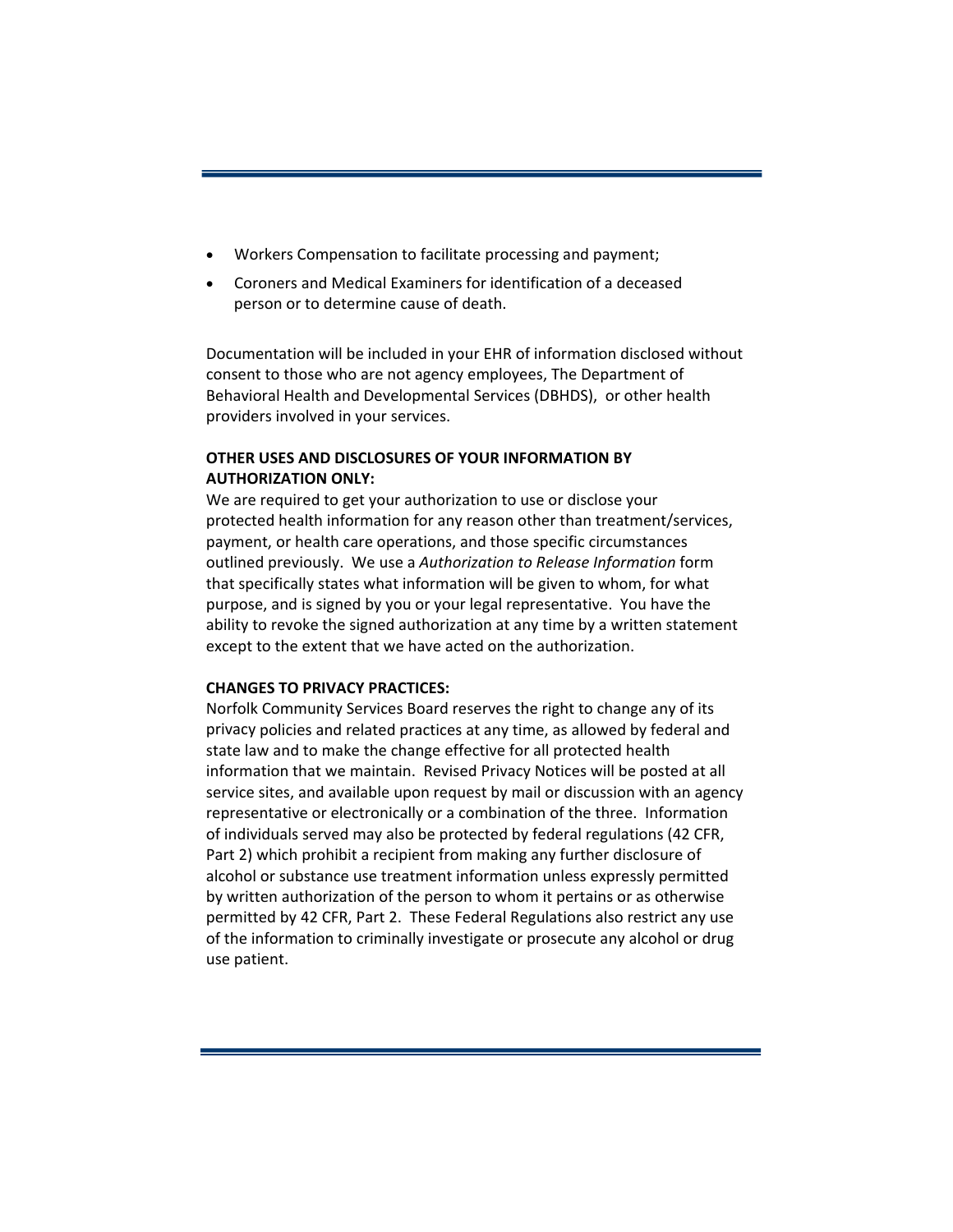- Workers Compensation to facilitate processing and payment;
- Coroners and Medical Examiners for identification of a deceased person or to determine cause of death.

Documentation will be included in your EHR of information disclosed without consent to those who are not agency employees, The Department of Behavioral Health and Developmental Services (DBHDS), or other health providers involved in your services.

**OTHER USES AND DISCLOSURES OF YOUR INFORMATION BY AUTHORIZATION ONLY:**

We are required to get your authorization to use or disclose your protected health information for any reason other than treatment/services, payment, or health care operations, and those specific circumstances outlined previously. We use a *Authorization to Release Information* form that specifically states what information will be given to whom, for what purpose, and is signed by you or your legal representative. You have the ability to revoke the signed authorization at any time by a written statement except to the extent that we have acted on the authorization.

**CHANGES TO PRIVACY PRACTICES:**

Norfolk Community Services Board reserves the right to change any of its privacy policies and related practices at any time, as allowed by federal and state law and to make the change effective for all protected health information that we maintain. Revised Privacy Notices will be posted at all service sites, and available upon request by mail or discussion with an agency representative or electronically or a combination of the three. Information of individuals served may also be protected by federal regulations (42 CFR, Part 2) which prohibit a recipient from making any further disclosure of alcohol or substance use treatment information unless expressly permitted by written authorization of the person to whom it pertains or as otherwise permitted by 42 CFR, Part 2. These Federal Regulations also restrict any use of the information to criminally investigate or prosecute any alcohol or drug use patient.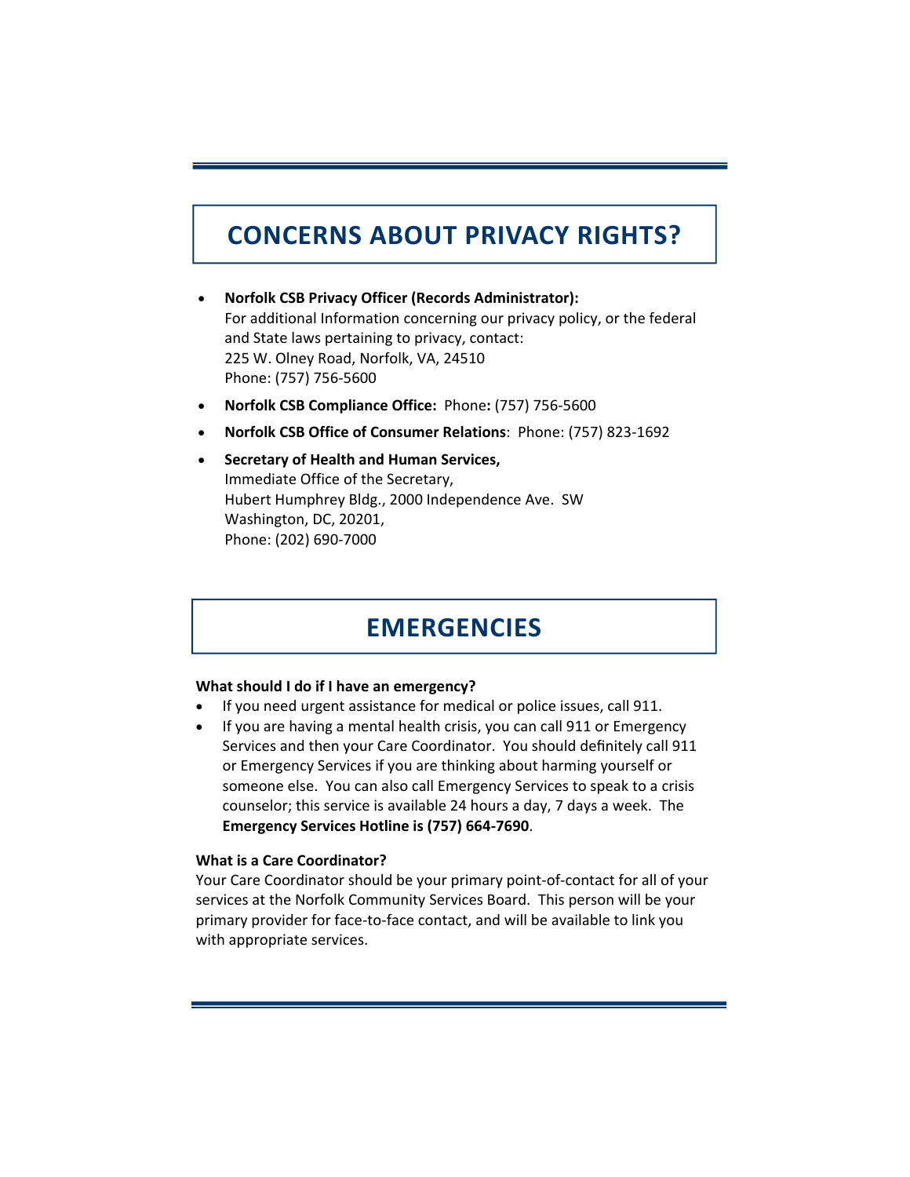## CONCERNS ABOUT PRIVACY RIGHTS?

- **Norfolk CSB Privacy Officer (Records Administrator):**
  For additional Information concerning our privacy policy, or the federal and State laws pertaining to privacy, contact:
  225 W. Olney Road, Norfolk, VA, 24510
  Phone: (757) 756-5600
- **Norfolk CSB Compliance Office:** Phone**:** (757) 756-5600
- **Norfolk CSB Office of Consumer Relations**: Phone: (757) 823-1692
- **Secretary of Health and Human Services,**
  Immediate Office of the Secretary,
  Hubert Humphrey Bldg., 2000 Independence Ave. SW
  Washington, DC, 20201,
  Phone: (202) 690-7000

## EMERGENCIES

**What should I do if I have an emergency?**

- If you need urgent assistance for medical or police issues, call 911.
- If you are having a mental health crisis, you can call 911 or Emergency Services and then your Care Coordinator. You should definitely call 911 or Emergency Services if you are thinking about harming yourself or someone else. You can also call Emergency Services to speak to a crisis counselor; this service is available 24 hours a day, 7 days a week. The **Emergency Services Hotline is (757) 664-7690**.

**What is a Care Coordinator?**

Your Care Coordinator should be your primary point-of-contact for all of your services at the Norfolk Community Services Board. This person will be your primary provider for face-to-face contact, and will be available to link you with appropriate services.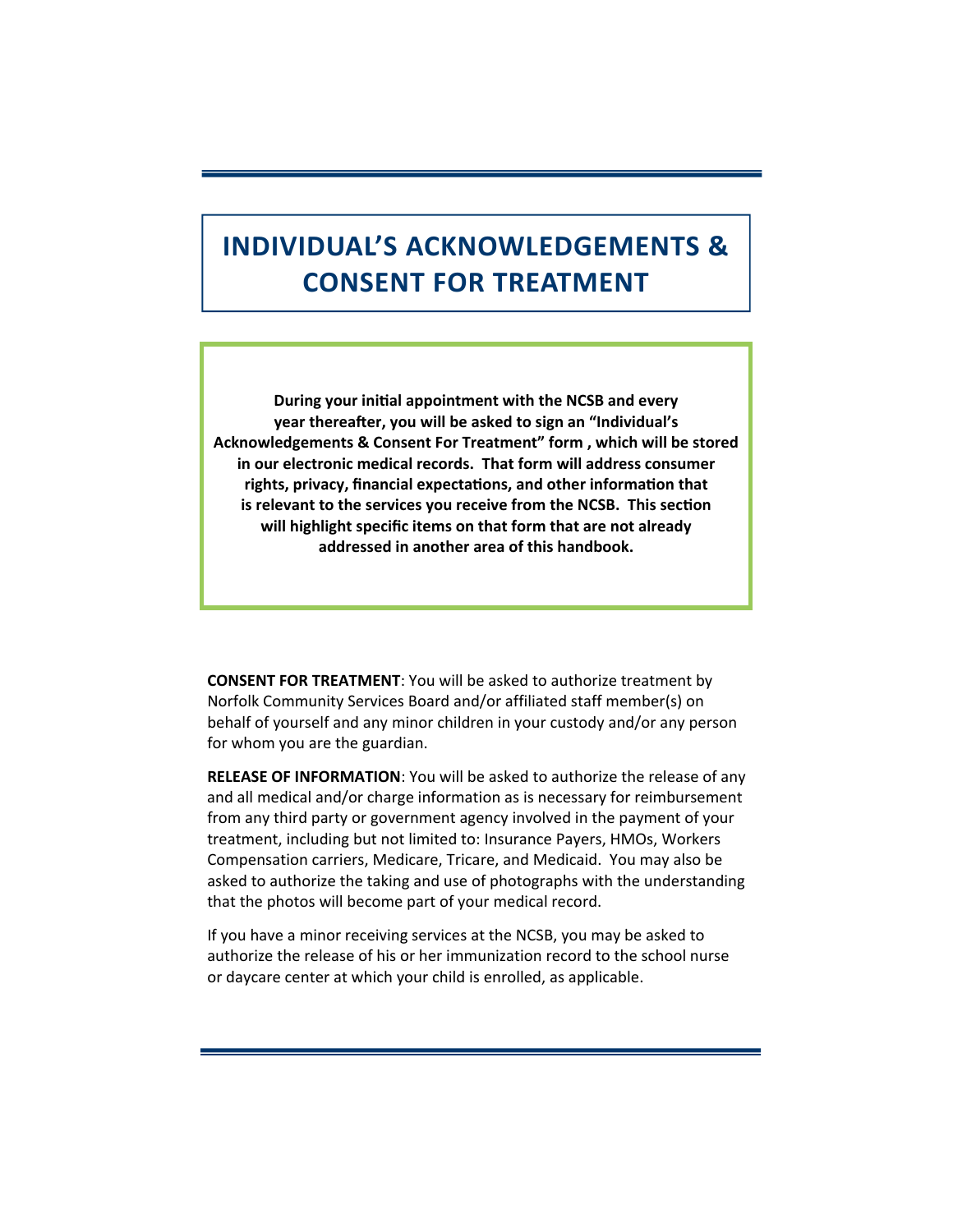# INDIVIDUAL'S ACKNOWLEDGEMENTS & CONSENT FOR TREATMENT

**During your initial appointment with the NCSB and every year thereafter, you will be asked to sign an "Individual's Acknowledgements & Consent For Treatment" form , which will be stored in our electronic medical records. That form will address consumer rights, privacy, financial expectations, and other information that is relevant to the services you receive from the NCSB. This section will highlight specific items on that form that are not already addressed in another area of this handbook.**

**CONSENT FOR TREATMENT**: You will be asked to authorize treatment by Norfolk Community Services Board and/or affiliated staff member(s) on behalf of yourself and any minor children in your custody and/or any person for whom you are the guardian.

**RELEASE OF INFORMATION**: You will be asked to authorize the release of any and all medical and/or charge information as is necessary for reimbursement from any third party or government agency involved in the payment of your treatment, including but not limited to: Insurance Payers, HMOs, Workers Compensation carriers, Medicare, Tricare, and Medicaid. You may also be asked to authorize the taking and use of photographs with the understanding that the photos will become part of your medical record.

If you have a minor receiving services at the NCSB, you may be asked to authorize the release of his or her immunization record to the school nurse or daycare center at which your child is enrolled, as applicable.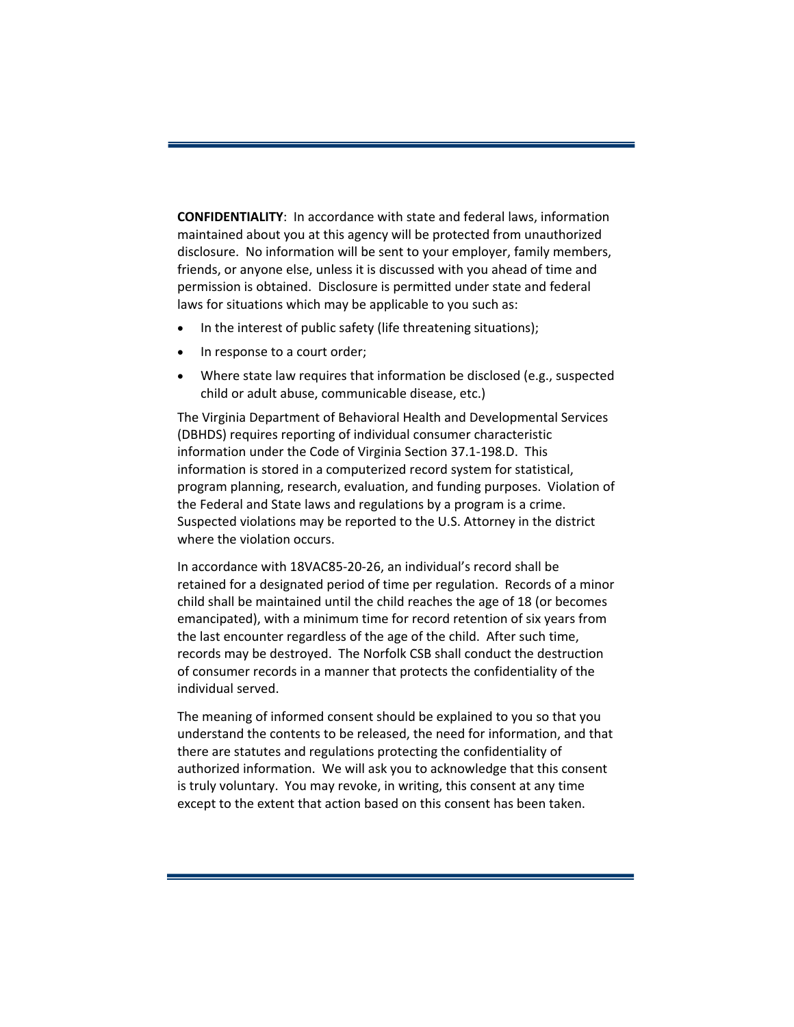**CONFIDENTIALITY**: In accordance with state and federal laws, information maintained about you at this agency will be protected from unauthorized disclosure. No information will be sent to your employer, family members, friends, or anyone else, unless it is discussed with you ahead of time and permission is obtained. Disclosure is permitted under state and federal laws for situations which may be applicable to you such as:

- In the interest of public safety (life threatening situations);
- In response to a court order;
- Where state law requires that information be disclosed (e.g., suspected child or adult abuse, communicable disease, etc.)

The Virginia Department of Behavioral Health and Developmental Services (DBHDS) requires reporting of individual consumer characteristic information under the Code of Virginia Section 37.1-198.D. This information is stored in a computerized record system for statistical, program planning, research, evaluation, and funding purposes. Violation of the Federal and State laws and regulations by a program is a crime. Suspected violations may be reported to the U.S. Attorney in the district where the violation occurs.

In accordance with 18VAC85-20-26, an individual's record shall be retained for a designated period of time per regulation. Records of a minor child shall be maintained until the child reaches the age of 18 (or becomes emancipated), with a minimum time for record retention of six years from the last encounter regardless of the age of the child. After such time, records may be destroyed. The Norfolk CSB shall conduct the destruction of consumer records in a manner that protects the confidentiality of the individual served.

The meaning of informed consent should be explained to you so that you understand the contents to be released, the need for information, and that there are statutes and regulations protecting the confidentiality of authorized information. We will ask you to acknowledge that this consent is truly voluntary. You may revoke, in writing, this consent at any time except to the extent that action based on this consent has been taken.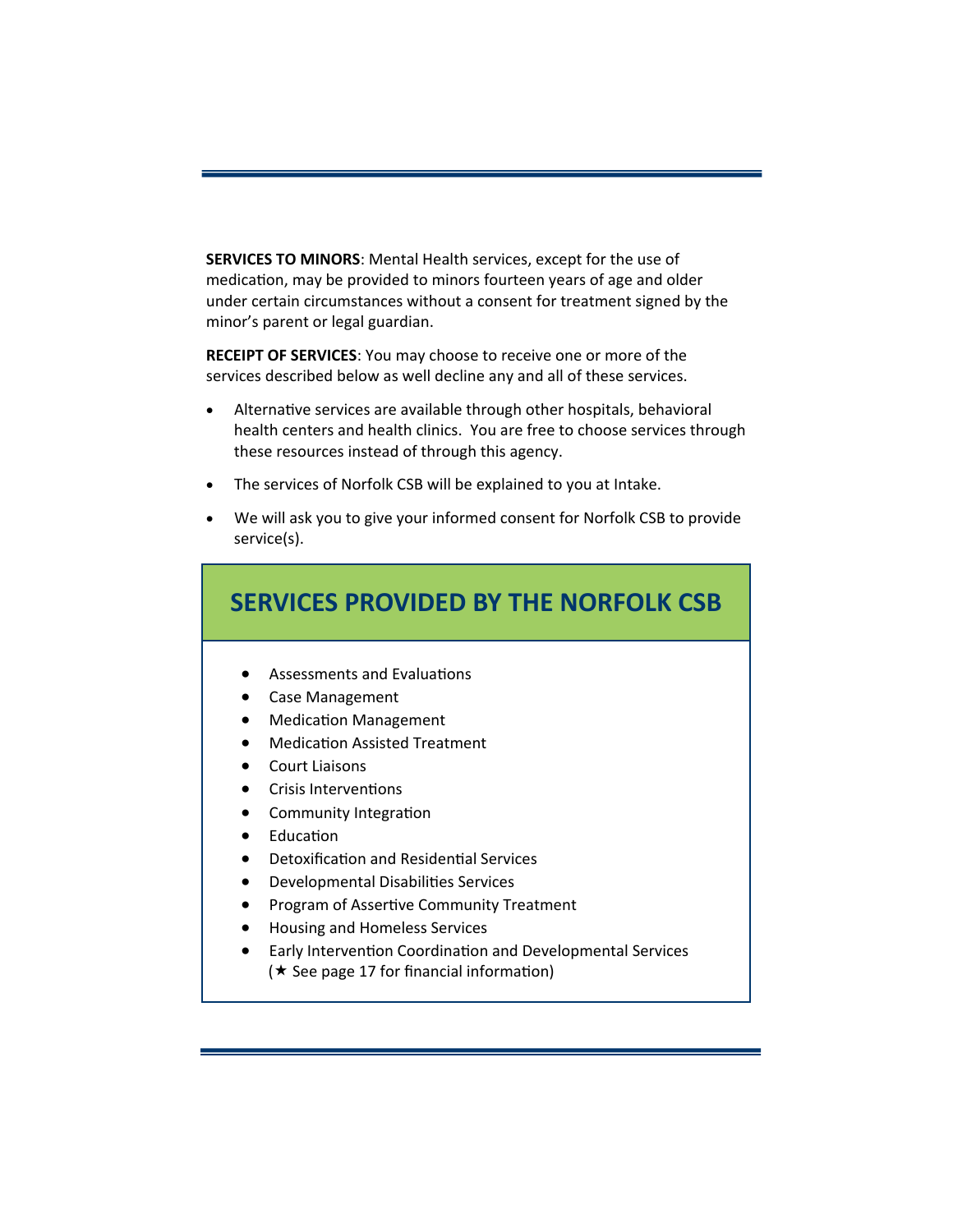**SERVICES TO MINORS**: Mental Health services, except for the use of medication, may be provided to minors fourteen years of age and older under certain circumstances without a consent for treatment signed by the minor's parent or legal guardian.

**RECEIPT OF SERVICES**: You may choose to receive one or more of the services described below as well decline any and all of these services.

- Alternative services are available through other hospitals, behavioral health centers and health clinics. You are free to choose services through these resources instead of through this agency.
- The services of Norfolk CSB will be explained to you at Intake.
- We will ask you to give your informed consent for Norfolk CSB to provide service(s).

## SERVICES PROVIDED BY THE NORFOLK CSB

- Assessments and Evaluations
- Case Management
- Medication Management
- Medication Assisted Treatment
- Court Liaisons
- Crisis Interventions
- Community Integration
- Education
- Detoxification and Residential Services
- Developmental Disabilities Services
- Program of Assertive Community Treatment
- Housing and Homeless Services
- Early Intervention Coordination and Developmental Services (★ See page 17 for financial information)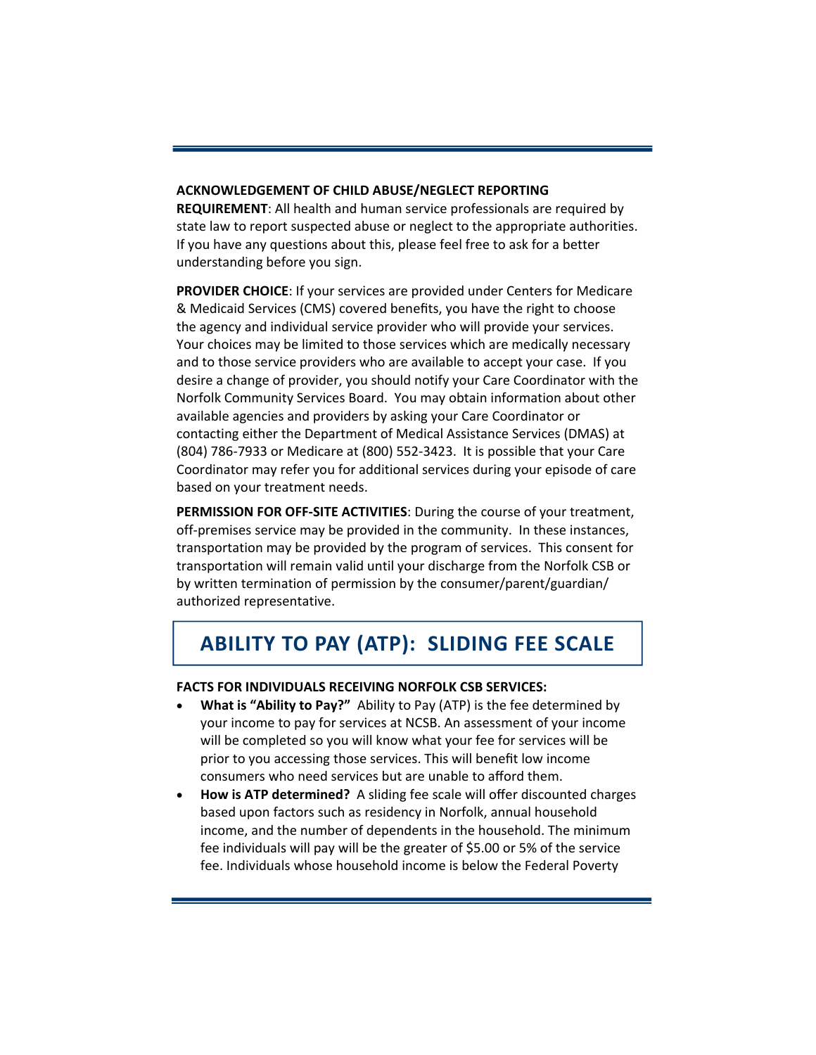**ACKNOWLEDGEMENT OF CHILD ABUSE/NEGLECT REPORTING REQUIREMENT**: All health and human service professionals are required by state law to report suspected abuse or neglect to the appropriate authorities. If you have any questions about this, please feel free to ask for a better understanding before you sign.

**PROVIDER CHOICE**: If your services are provided under Centers for Medicare & Medicaid Services (CMS) covered benefits, you have the right to choose the agency and individual service provider who will provide your services. Your choices may be limited to those services which are medically necessary and to those service providers who are available to accept your case. If you desire a change of provider, you should notify your Care Coordinator with the Norfolk Community Services Board. You may obtain information about other available agencies and providers by asking your Care Coordinator or contacting either the Department of Medical Assistance Services (DMAS) at (804) 786-7933 or Medicare at (800) 552-3423. It is possible that your Care Coordinator may refer you for additional services during your episode of care based on your treatment needs.

**PERMISSION FOR OFF-SITE ACTIVITIES**: During the course of your treatment, off-premises service may be provided in the community. In these instances, transportation may be provided by the program of services. This consent for transportation will remain valid until your discharge from the Norfolk CSB or by written termination of permission by the consumer/parent/guardian/authorized representative.

## ABILITY TO PAY (ATP): SLIDING FEE SCALE

**FACTS FOR INDIVIDUALS RECEIVING NORFOLK CSB SERVICES:**

- **What is "Ability to Pay?"** Ability to Pay (ATP) is the fee determined by your income to pay for services at NCSB. An assessment of your income will be completed so you will know what your fee for services will be prior to you accessing those services. This will benefit low income consumers who need services but are unable to afford them.
- **How is ATP determined?** A sliding fee scale will offer discounted charges based upon factors such as residency in Norfolk, annual household income, and the number of dependents in the household. The minimum fee individuals will pay will be the greater of $5.00 or 5% of the service fee. Individuals whose household income is below the Federal Poverty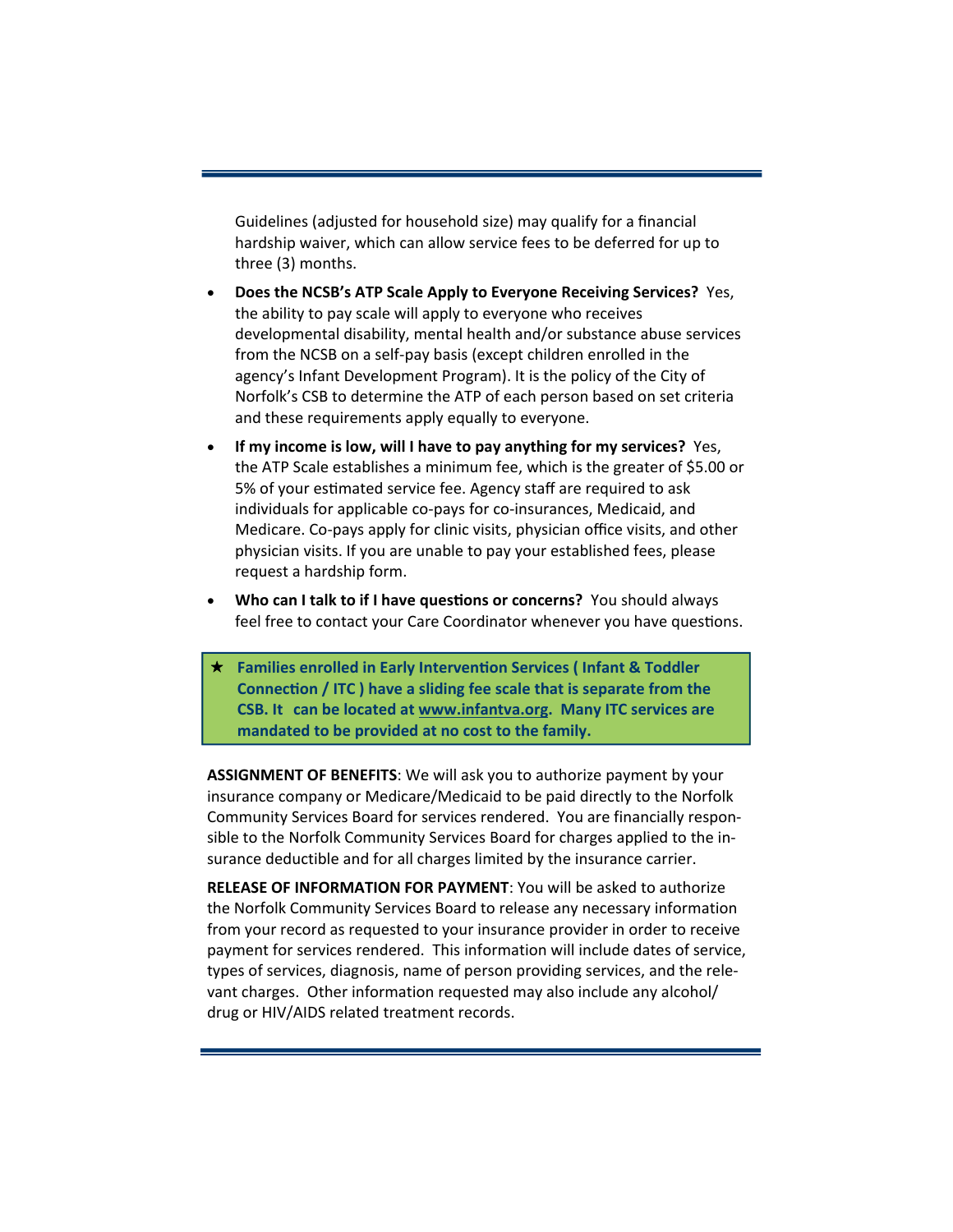Guidelines (adjusted for household size) may qualify for a financial hardship waiver, which can allow service fees to be deferred for up to three (3) months.

- **Does the NCSB's ATP Scale Apply to Everyone Receiving Services?** Yes, the ability to pay scale will apply to everyone who receives developmental disability, mental health and/or substance abuse services from the NCSB on a self-pay basis (except children enrolled in the agency's Infant Development Program). It is the policy of the City of Norfolk's CSB to determine the ATP of each person based on set criteria and these requirements apply equally to everyone.
- **If my income is low, will I have to pay anything for my services?** Yes, the ATP Scale establishes a minimum fee, which is the greater of $5.00 or 5% of your estimated service fee. Agency staff are required to ask individuals for applicable co-pays for co-insurances, Medicaid, and Medicare. Co-pays apply for clinic visits, physician office visits, and other physician visits. If you are unable to pay your established fees, please request a hardship form.
- **Who can I talk to if I have questions or concerns?** You should always feel free to contact your Care Coordinator whenever you have questions.

★ **Families enrolled in Early Intervention Services ( Infant & Toddler Connection / ITC ) have a sliding fee scale that is separate from the CSB. It can be located at www.infantva.org. Many ITC services are mandated to be provided at no cost to the family.**

**ASSIGNMENT OF BENEFITS**: We will ask you to authorize payment by your insurance company or Medicare/Medicaid to be paid directly to the Norfolk Community Services Board for services rendered. You are financially responsible to the Norfolk Community Services Board for charges applied to the insurance deductible and for all charges limited by the insurance carrier.

**RELEASE OF INFORMATION FOR PAYMENT**: You will be asked to authorize the Norfolk Community Services Board to release any necessary information from your record as requested to your insurance provider in order to receive payment for services rendered. This information will include dates of service, types of services, diagnosis, name of person providing services, and the relevant charges. Other information requested may also include any alcohol/drug or HIV/AIDS related treatment records.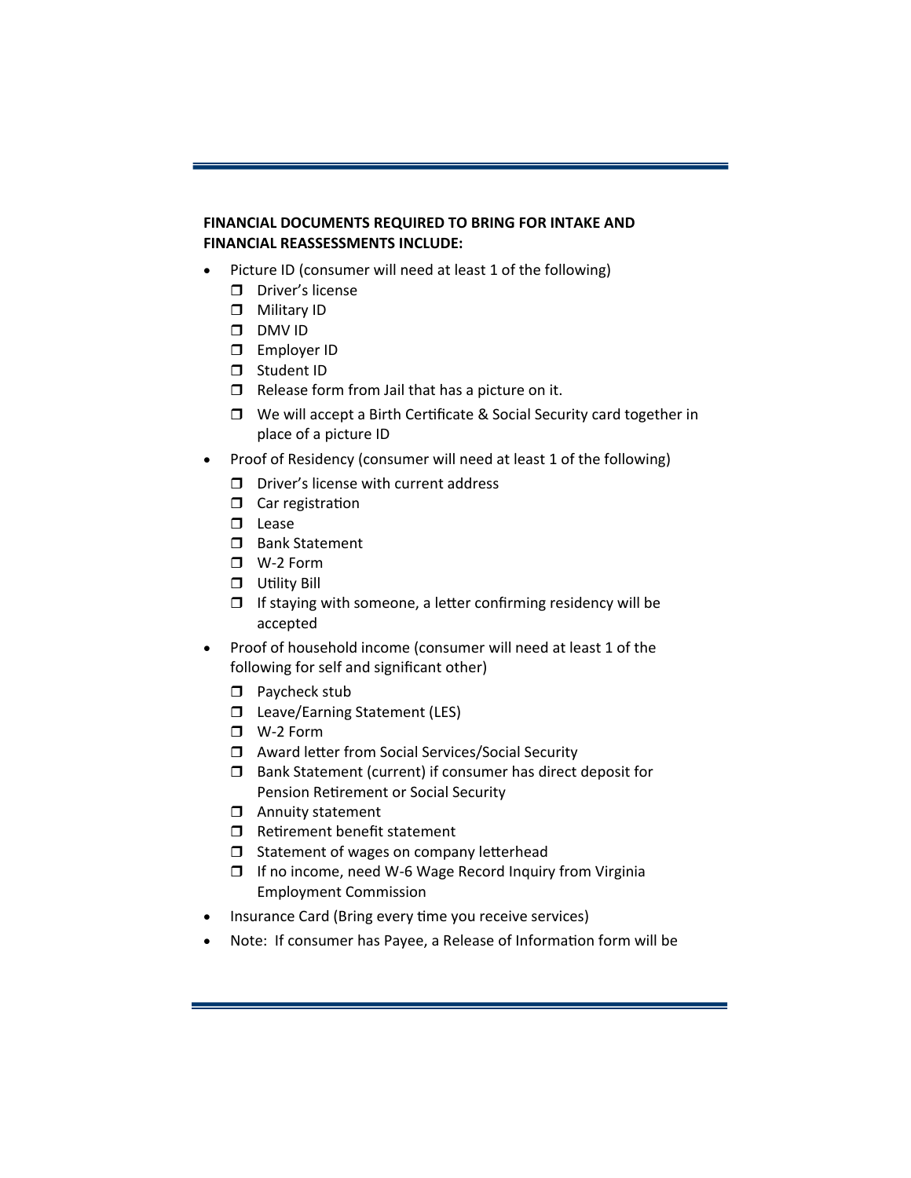**FINANCIAL DOCUMENTS REQUIRED TO BRING FOR INTAKE AND FINANCIAL REASSESSMENTS INCLUDE:**

- Picture ID (consumer will need at least 1 of the following)
  - ❒ Driver's license
  - ❒ Military ID
  - ❒ DMV ID
  - ❒ Employer ID
  - ❒ Student ID
  - ❒ Release form from Jail that has a picture on it.
  - ❒ We will accept a Birth Certificate & Social Security card together in place of a picture ID
- Proof of Residency (consumer will need at least 1 of the following)
  - ❒ Driver's license with current address
  - ❒ Car registration
  - ❒ Lease
  - ❒ Bank Statement
  - ❒ W-2 Form
  - ❒ Utility Bill
  - ❒ If staying with someone, a letter confirming residency will be accepted
- Proof of household income (consumer will need at least 1 of the following for self and significant other)
  - ❒ Paycheck stub
  - ❒ Leave/Earning Statement (LES)
  - ❒ W-2 Form
  - ❒ Award letter from Social Services/Social Security
  - ❒ Bank Statement (current) if consumer has direct deposit for Pension Retirement or Social Security
  - ❒ Annuity statement
  - ❒ Retirement benefit statement
  - ❒ Statement of wages on company letterhead
  - ❒ If no income, need W-6 Wage Record Inquiry from Virginia Employment Commission
- Insurance Card (Bring every time you receive services)
- Note: If consumer has Payee, a Release of Information form will be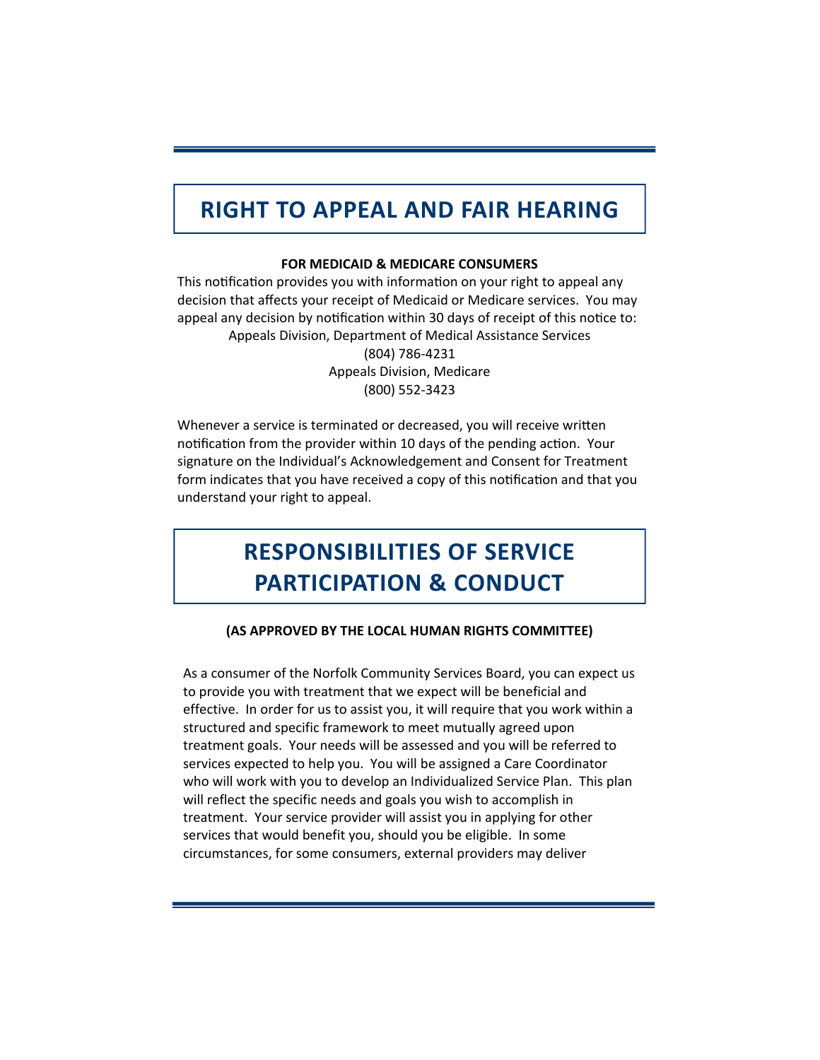# RIGHT TO APPEAL AND FAIR HEARING

**FOR MEDICAID & MEDICARE CONSUMERS**

This notification provides you with information on your right to appeal any decision that affects your receipt of Medicaid or Medicare services. You may appeal any decision by notification within 30 days of receipt of this notice to:

Appeals Division, Department of Medical Assistance Services
(804) 786-4231
Appeals Division, Medicare
(800) 552-3423

Whenever a service is terminated or decreased, you will receive written notification from the provider within 10 days of the pending action. Your signature on the Individual's Acknowledgement and Consent for Treatment form indicates that you have received a copy of this notification and that you understand your right to appeal.

# RESPONSIBILITIES OF SERVICE PARTICIPATION & CONDUCT

**(AS APPROVED BY THE LOCAL HUMAN RIGHTS COMMITTEE)**

As a consumer of the Norfolk Community Services Board, you can expect us to provide you with treatment that we expect will be beneficial and effective. In order for us to assist you, it will require that you work within a structured and specific framework to meet mutually agreed upon treatment goals. Your needs will be assessed and you will be referred to services expected to help you. You will be assigned a Care Coordinator who will work with you to develop an Individualized Service Plan. This plan will reflect the specific needs and goals you wish to accomplish in treatment. Your service provider will assist you in applying for other services that would benefit you, should you be eligible. In some circumstances, for some consumers, external providers may deliver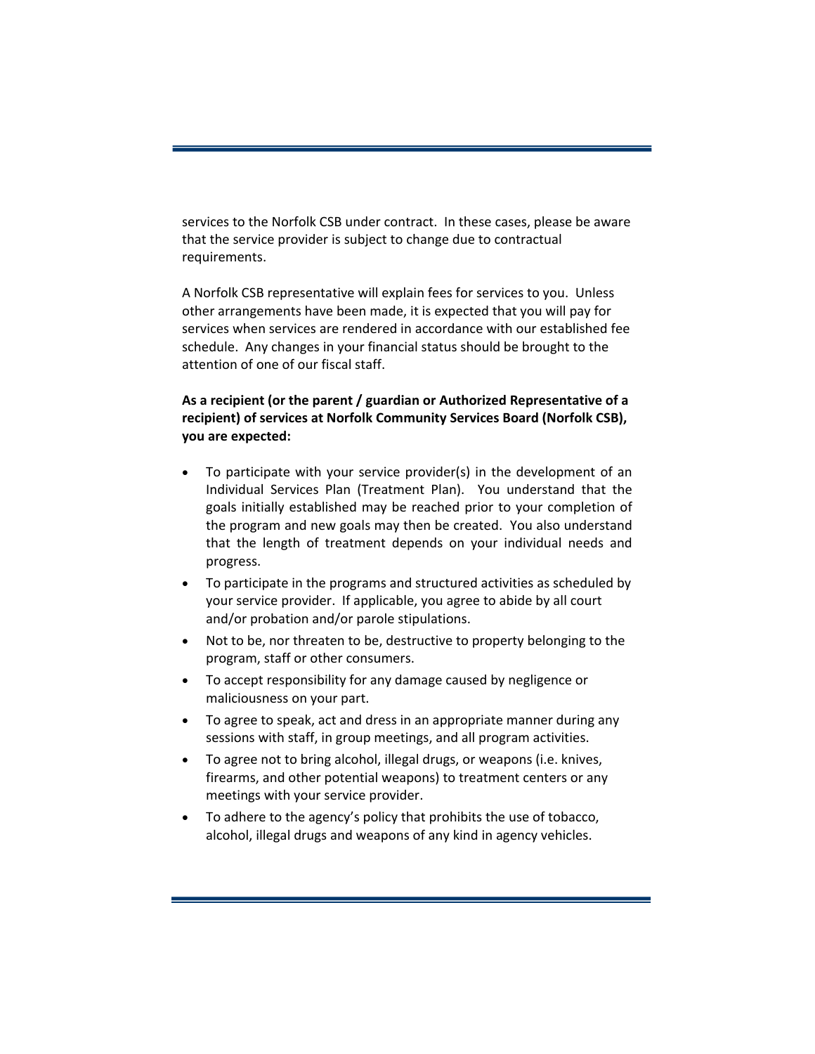services to the Norfolk CSB under contract. In these cases, please be aware that the service provider is subject to change due to contractual requirements.

A Norfolk CSB representative will explain fees for services to you. Unless other arrangements have been made, it is expected that you will pay for services when services are rendered in accordance with our established fee schedule. Any changes in your financial status should be brought to the attention of one of our fiscal staff.

**As a recipient (or the parent / guardian or Authorized Representative of a recipient) of services at Norfolk Community Services Board (Norfolk CSB), you are expected:**

- To participate with your service provider(s) in the development of an Individual Services Plan (Treatment Plan). You understand that the goals initially established may be reached prior to your completion of the program and new goals may then be created. You also understand that the length of treatment depends on your individual needs and progress.
- To participate in the programs and structured activities as scheduled by your service provider. If applicable, you agree to abide by all court and/or probation and/or parole stipulations.
- Not to be, nor threaten to be, destructive to property belonging to the program, staff or other consumers.
- To accept responsibility for any damage caused by negligence or maliciousness on your part.
- To agree to speak, act and dress in an appropriate manner during any sessions with staff, in group meetings, and all program activities.
- To agree not to bring alcohol, illegal drugs, or weapons (i.e. knives, firearms, and other potential weapons) to treatment centers or any meetings with your service provider.
- To adhere to the agency's policy that prohibits the use of tobacco, alcohol, illegal drugs and weapons of any kind in agency vehicles.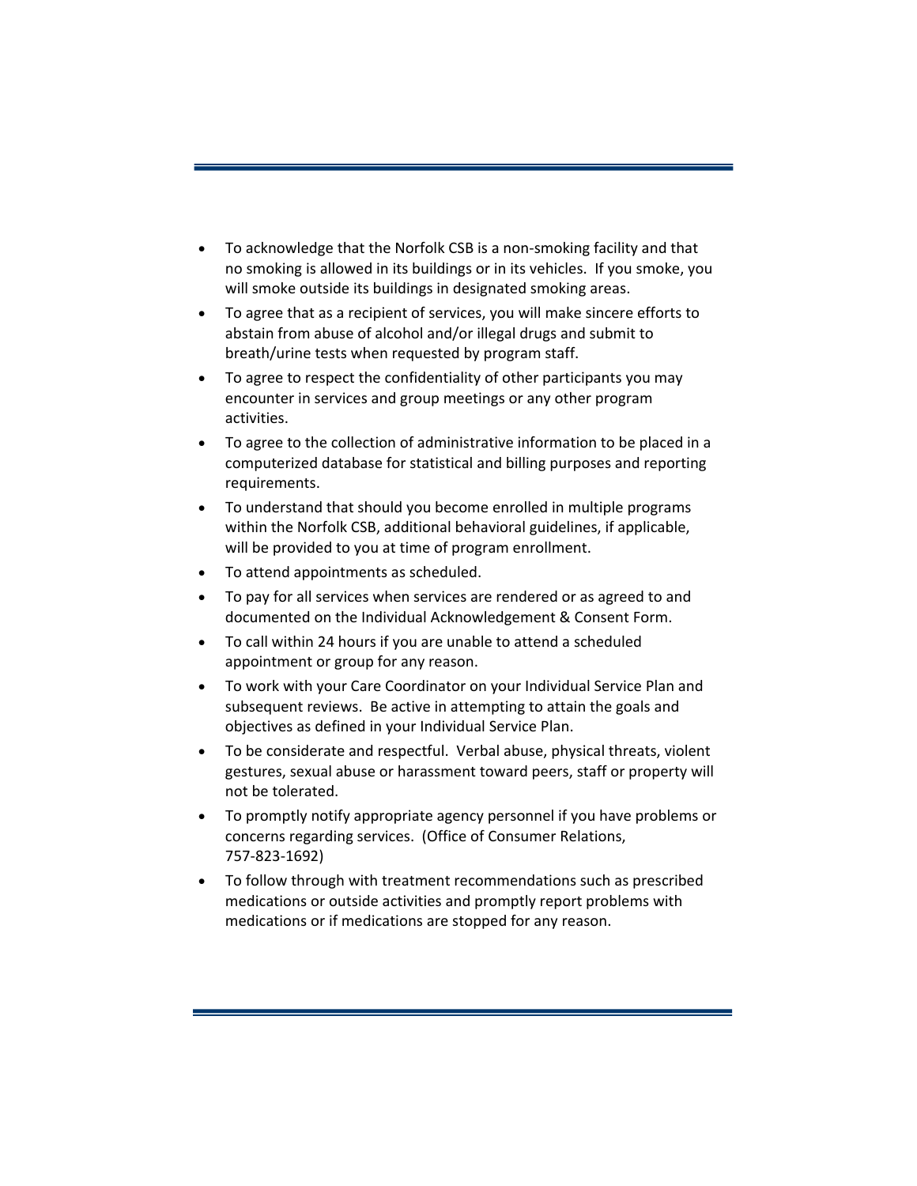- To acknowledge that the Norfolk CSB is a non-smoking facility and that no smoking is allowed in its buildings or in its vehicles.  If you smoke, you will smoke outside its buildings in designated smoking areas.
- To agree that as a recipient of services, you will make sincere efforts to abstain from abuse of alcohol and/or illegal drugs and submit to breath/urine tests when requested by program staff.
- To agree to respect the confidentiality of other participants you may encounter in services and group meetings or any other program activities.
- To agree to the collection of administrative information to be placed in a computerized database for statistical and billing purposes and reporting requirements.
- To understand that should you become enrolled in multiple programs within the Norfolk CSB, additional behavioral guidelines, if applicable, will be provided to you at time of program enrollment.
- To attend appointments as scheduled.
- To pay for all services when services are rendered or as agreed to and documented on the Individual Acknowledgement & Consent Form.
- To call within 24 hours if you are unable to attend a scheduled appointment or group for any reason.
- To work with your Care Coordinator on your Individual Service Plan and subsequent reviews.  Be active in attempting to attain the goals and objectives as defined in your Individual Service Plan.
- To be considerate and respectful.  Verbal abuse, physical threats, violent gestures, sexual abuse or harassment toward peers, staff or property will not be tolerated.
- To promptly notify appropriate agency personnel if you have problems or concerns regarding services.  (Office of Consumer Relations, 757-823-1692)
- To follow through with treatment recommendations such as prescribed medications or outside activities and promptly report problems with medications or if medications are stopped for any reason.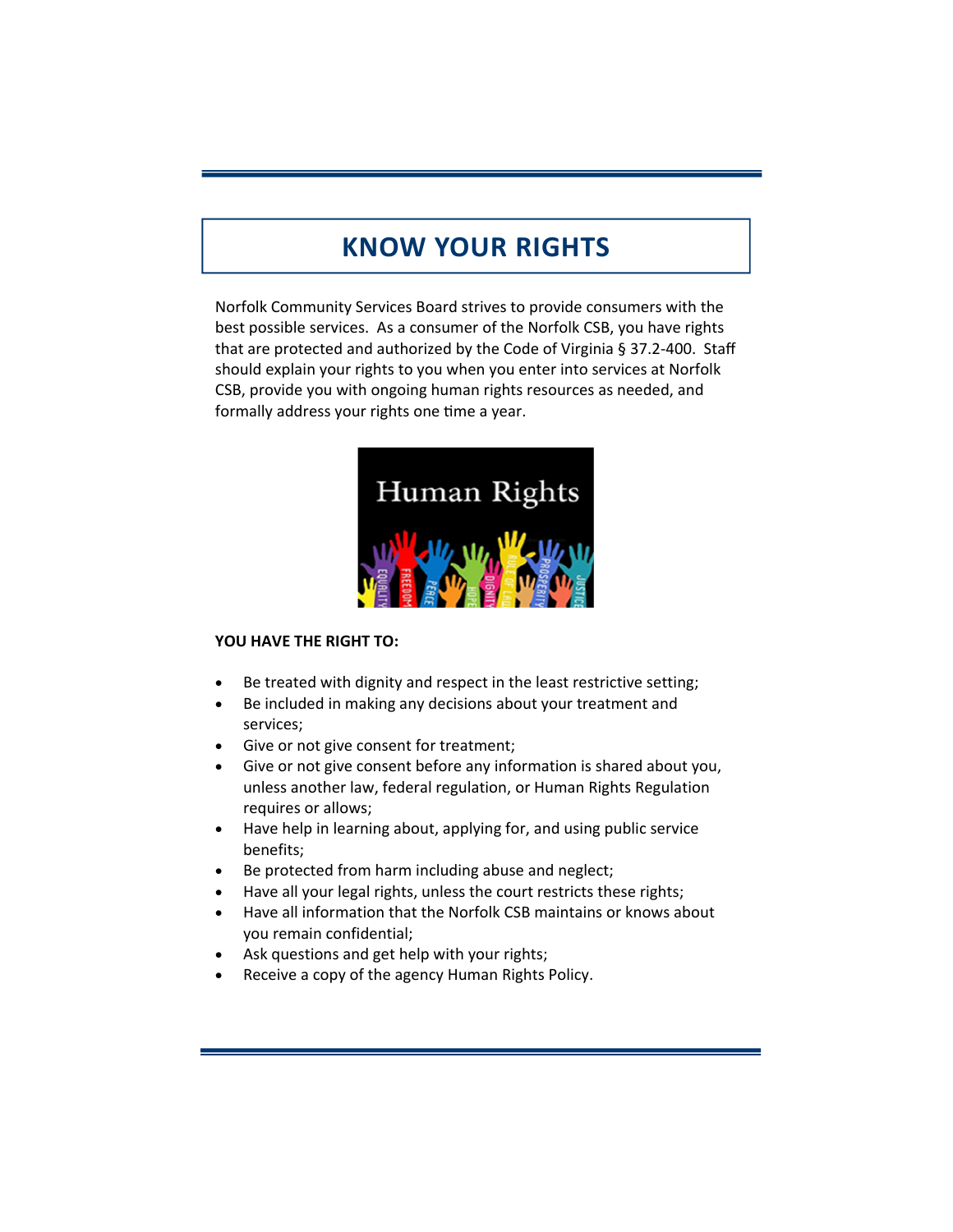# KNOW YOUR RIGHTS

Norfolk Community Services Board strives to provide consumers with the best possible services. As a consumer of the Norfolk CSB, you have rights that are protected and authorized by the Code of Virginia § 37.2-400. Staff should explain your rights to you when you enter into services at Norfolk CSB, provide you with ongoing human rights resources as needed, and formally address your rights one time a year.

**YOU HAVE THE RIGHT TO:**

- Be treated with dignity and respect in the least restrictive setting;
- Be included in making any decisions about your treatment and services;
- Give or not give consent for treatment;
- Give or not give consent before any information is shared about you, unless another law, federal regulation, or Human Rights Regulation requires or allows;
- Have help in learning about, applying for, and using public service benefits;
- Be protected from harm including abuse and neglect;
- Have all your legal rights, unless the court restricts these rights;
- Have all information that the Norfolk CSB maintains or knows about you remain confidential;
- Ask questions and get help with your rights;
- Receive a copy of the agency Human Rights Policy.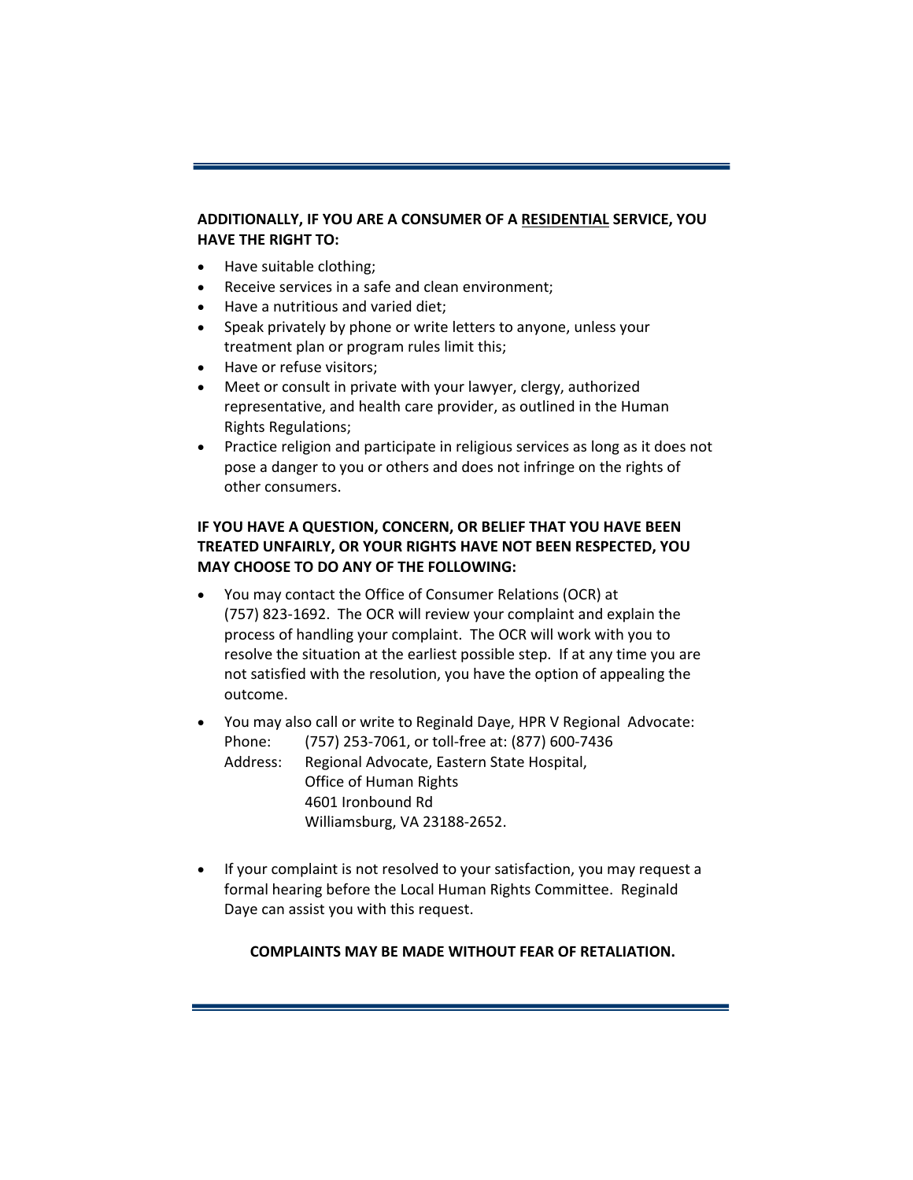**ADDITIONALLY, IF YOU ARE A CONSUMER OF A <u>RESIDENTIAL</u> SERVICE, YOU HAVE THE RIGHT TO:**

- Have suitable clothing;
- Receive services in a safe and clean environment;
- Have a nutritious and varied diet;
- Speak privately by phone or write letters to anyone, unless your treatment plan or program rules limit this;
- Have or refuse visitors;
- Meet or consult in private with your lawyer, clergy, authorized representative, and health care provider, as outlined in the Human Rights Regulations;
- Practice religion and participate in religious services as long as it does not pose a danger to you or others and does not infringe on the rights of other consumers.

**IF YOU HAVE A QUESTION, CONCERN, OR BELIEF THAT YOU HAVE BEEN TREATED UNFAIRLY, OR YOUR RIGHTS HAVE NOT BEEN RESPECTED, YOU MAY CHOOSE TO DO ANY OF THE FOLLOWING:**

- You may contact the Office of Consumer Relations (OCR) at (757) 823-1692. The OCR will review your complaint and explain the process of handling your complaint. The OCR will work with you to resolve the situation at the earliest possible step. If at any time you are not satisfied with the resolution, you have the option of appealing the outcome.
- You may also call or write to Reginald Daye, HPR V Regional Advocate:
  Phone: (757) 253-7061, or toll-free at: (877) 600-7436
  Address: Regional Advocate, Eastern State Hospital,
  Office of Human Rights
  4601 Ironbound Rd
  Williamsburg, VA 23188-2652.
- If your complaint is not resolved to your satisfaction, you may request a formal hearing before the Local Human Rights Committee. Reginald Daye can assist you with this request.

**COMPLAINTS MAY BE MADE WITHOUT FEAR OF RETALIATION.**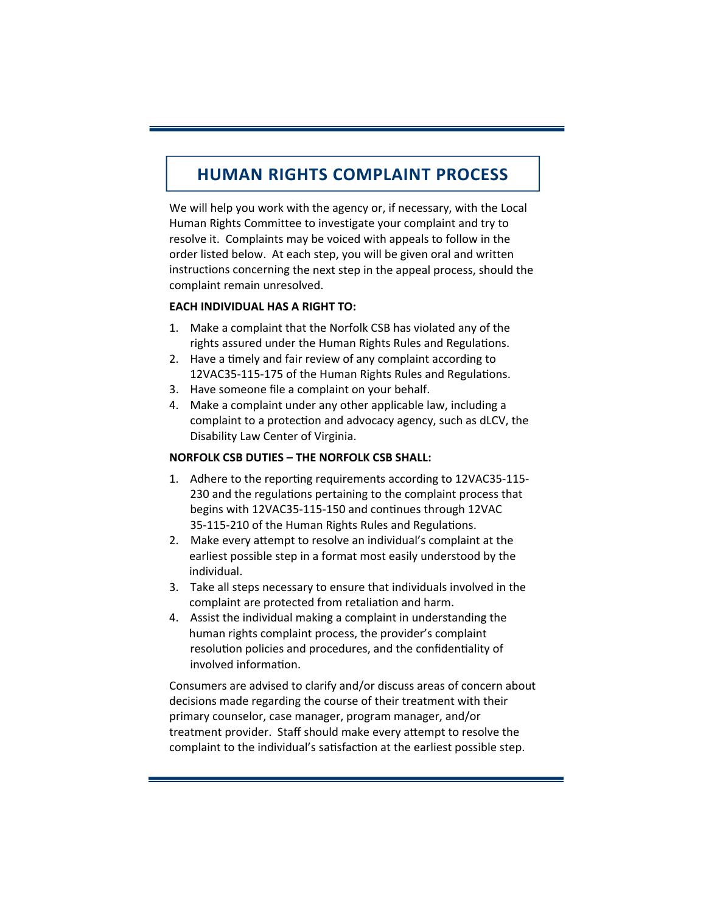# HUMAN RIGHTS COMPLAINT PROCESS

We will help you work with the agency or, if necessary, with the Local Human Rights Committee to investigate your complaint and try to resolve it. Complaints may be voiced with appeals to follow in the order listed below. At each step, you will be given oral and written instructions concerning the next step in the appeal process, should the complaint remain unresolved.

**EACH INDIVIDUAL HAS A RIGHT TO:**

1. Make a complaint that the Norfolk CSB has violated any of the rights assured under the Human Rights Rules and Regulations.
2. Have a timely and fair review of any complaint according to 12VAC35-115-175 of the Human Rights Rules and Regulations.
3. Have someone file a complaint on your behalf.
4. Make a complaint under any other applicable law, including a complaint to a protection and advocacy agency, such as dLCV, the Disability Law Center of Virginia.

**NORFOLK CSB DUTIES – THE NORFOLK CSB SHALL:**

1. Adhere to the reporting requirements according to 12VAC35-115-230 and the regulations pertaining to the complaint process that begins with 12VAC35-115-150 and continues through 12VAC 35-115-210 of the Human Rights Rules and Regulations.
2. Make every attempt to resolve an individual's complaint at the earliest possible step in a format most easily understood by the individual.
3. Take all steps necessary to ensure that individuals involved in the complaint are protected from retaliation and harm.
4. Assist the individual making a complaint in understanding the human rights complaint process, the provider's complaint resolution policies and procedures, and the confidentiality of involved information.

Consumers are advised to clarify and/or discuss areas of concern about decisions made regarding the course of their treatment with their primary counselor, case manager, program manager, and/or treatment provider. Staff should make every attempt to resolve the complaint to the individual's satisfaction at the earliest possible step.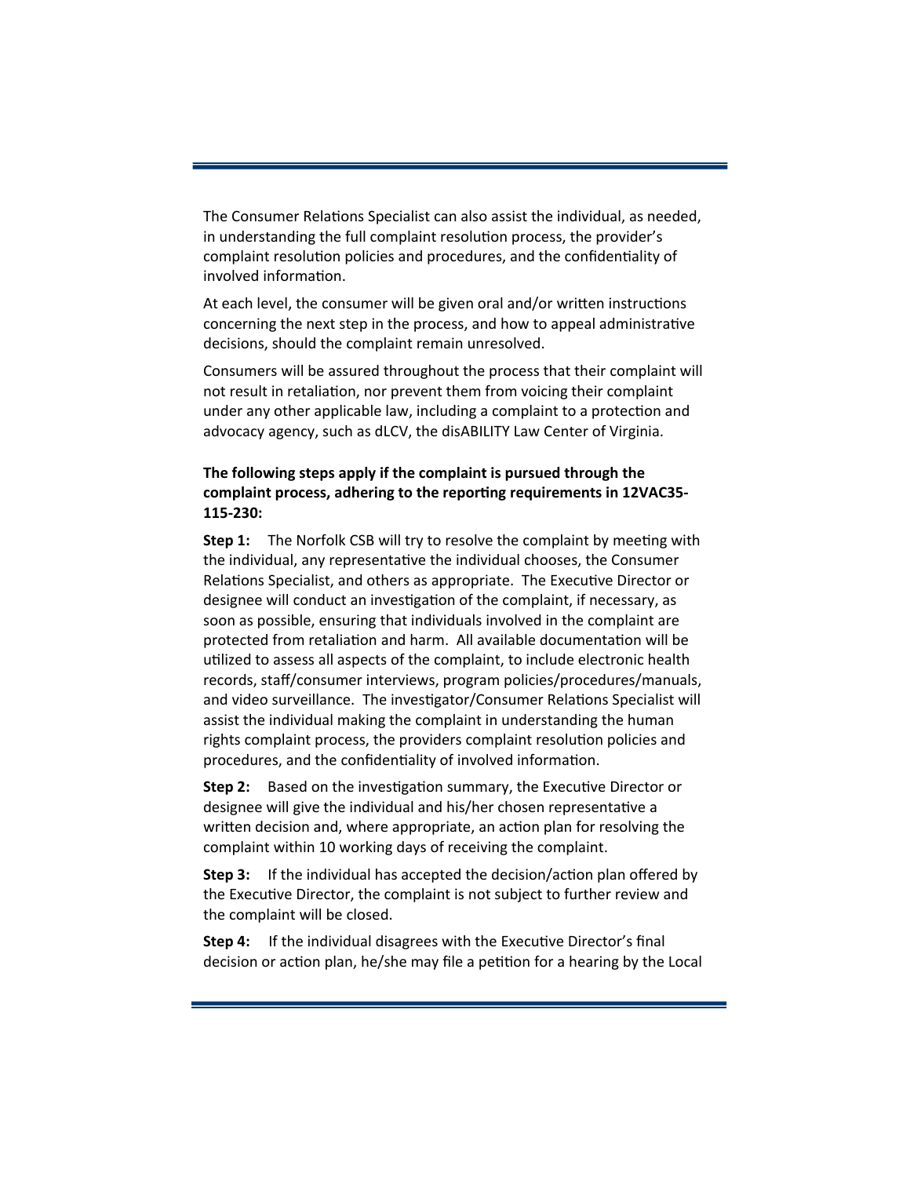The Consumer Relations Specialist can also assist the individual, as needed, in understanding the full complaint resolution process, the provider's complaint resolution policies and procedures, and the confidentiality of involved information.

At each level, the consumer will be given oral and/or written instructions concerning the next step in the process, and how to appeal administrative decisions, should the complaint remain unresolved.

Consumers will be assured throughout the process that their complaint will not result in retaliation, nor prevent them from voicing their complaint under any other applicable law, including a complaint to a protection and advocacy agency, such as dLCV, the disABILITY Law Center of Virginia.

**The following steps apply if the complaint is pursued through the complaint process, adhering to the reporting requirements in 12VAC35-115-230:**

**Step 1:** The Norfolk CSB will try to resolve the complaint by meeting with the individual, any representative the individual chooses, the Consumer Relations Specialist, and others as appropriate. The Executive Director or designee will conduct an investigation of the complaint, if necessary, as soon as possible, ensuring that individuals involved in the complaint are protected from retaliation and harm. All available documentation will be utilized to assess all aspects of the complaint, to include electronic health records, staff/consumer interviews, program policies/procedures/manuals, and video surveillance. The investigator/Consumer Relations Specialist will assist the individual making the complaint in understanding the human rights complaint process, the providers complaint resolution policies and procedures, and the confidentiality of involved information.

**Step 2:** Based on the investigation summary, the Executive Director or designee will give the individual and his/her chosen representative a written decision and, where appropriate, an action plan for resolving the complaint within 10 working days of receiving the complaint.

**Step 3:** If the individual has accepted the decision/action plan offered by the Executive Director, the complaint is not subject to further review and the complaint will be closed.

**Step 4:** If the individual disagrees with the Executive Director's final decision or action plan, he/she may file a petition for a hearing by the Local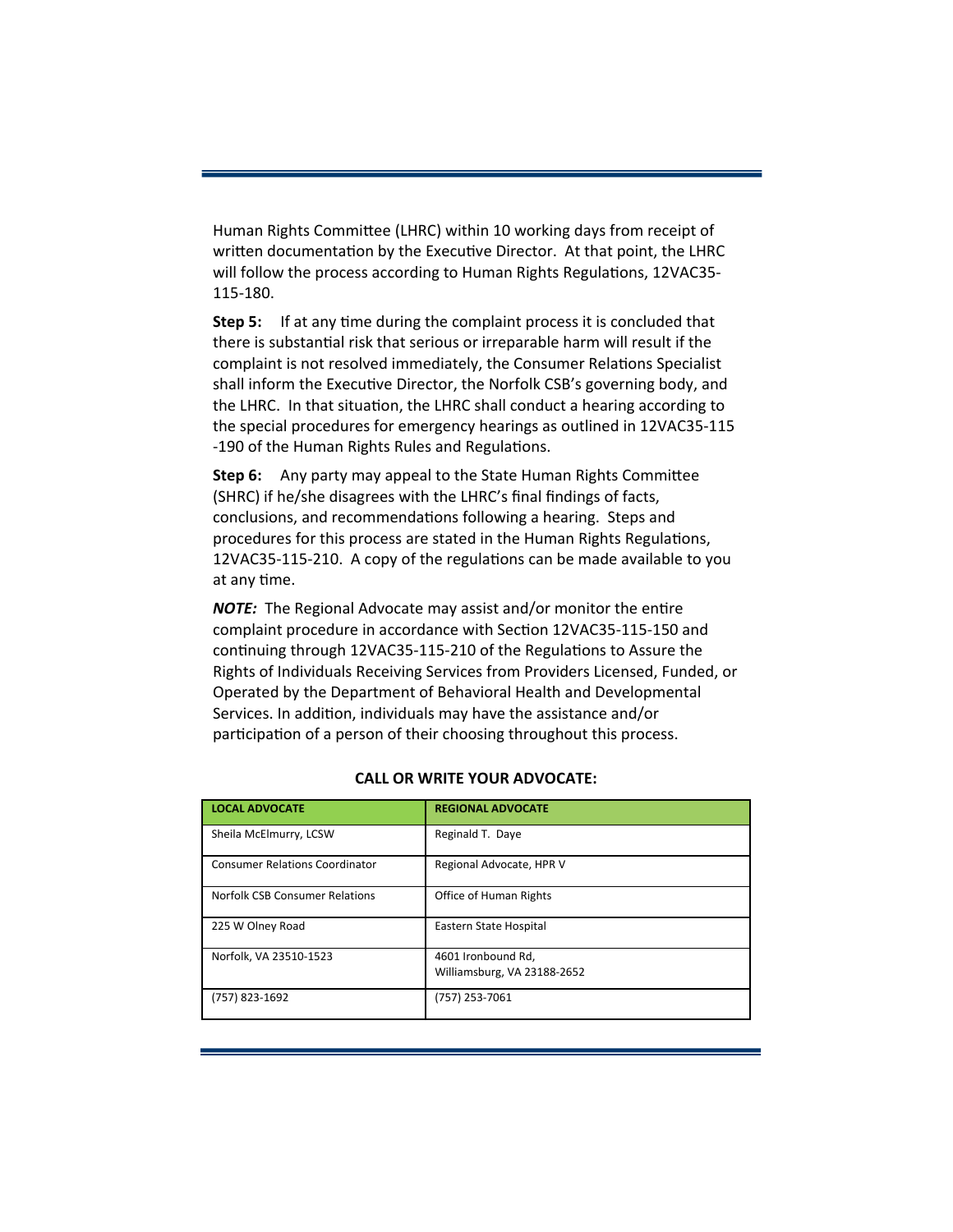Human Rights Committee (LHRC) within 10 working days from receipt of written documentation by the Executive Director. At that point, the LHRC will follow the process according to Human Rights Regulations, 12VAC35-115-180.

**Step 5:** If at any time during the complaint process it is concluded that there is substantial risk that serious or irreparable harm will result if the complaint is not resolved immediately, the Consumer Relations Specialist shall inform the Executive Director, the Norfolk CSB's governing body, and the LHRC. In that situation, the LHRC shall conduct a hearing according to the special procedures for emergency hearings as outlined in 12VAC35-115-190 of the Human Rights Rules and Regulations.

**Step 6:** Any party may appeal to the State Human Rights Committee (SHRC) if he/she disagrees with the LHRC's final findings of facts, conclusions, and recommendations following a hearing. Steps and procedures for this process are stated in the Human Rights Regulations, 12VAC35-115-210. A copy of the regulations can be made available to you at any time.

***NOTE:*** The Regional Advocate may assist and/or monitor the entire complaint procedure in accordance with Section 12VAC35-115-150 and continuing through 12VAC35-115-210 of the Regulations to Assure the Rights of Individuals Receiving Services from Providers Licensed, Funded, or Operated by the Department of Behavioral Health and Developmental Services. In addition, individuals may have the assistance and/or participation of a person of their choosing throughout this process.

**CALL OR WRITE YOUR ADVOCATE:**

| LOCAL ADVOCATE | REGIONAL ADVOCATE |
|---|---|
| Sheila McElmurry, LCSW | Reginald T. Daye |
| Consumer Relations Coordinator | Regional Advocate, HPR V |
| Norfolk CSB Consumer Relations | Office of Human Rights |
| 225 W Olney Road | Eastern State Hospital |
| Norfolk, VA 23510-1523 | 4601 Ironbound Rd, Williamsburg, VA 23188-2652 |
| (757) 823-1692 | (757) 253-7061 |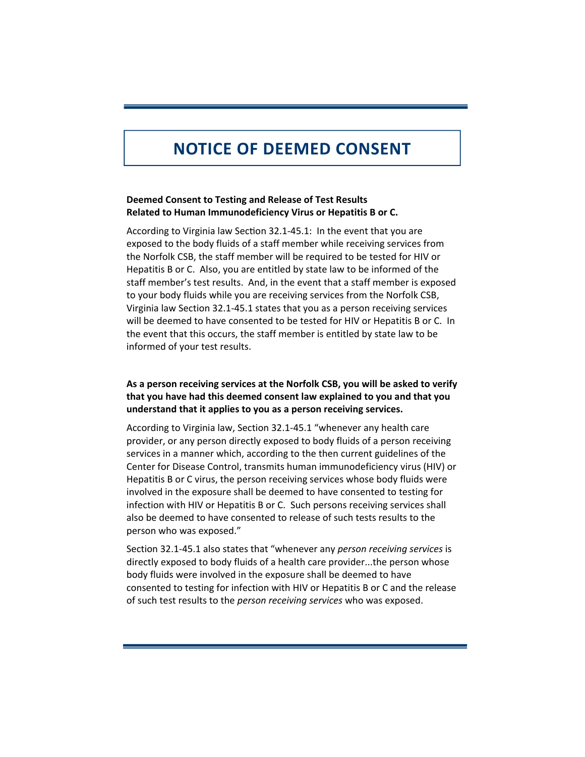# NOTICE OF DEEMED CONSENT

**Deemed Consent to Testing and Release of Test Results Related to Human Immunodeficiency Virus or Hepatitis B or C.**

According to Virginia law Section 32.1-45.1: In the event that you are exposed to the body fluids of a staff member while receiving services from the Norfolk CSB, the staff member will be required to be tested for HIV or Hepatitis B or C. Also, you are entitled by state law to be informed of the staff member's test results. And, in the event that a staff member is exposed to your body fluids while you are receiving services from the Norfolk CSB, Virginia law Section 32.1-45.1 states that you as a person receiving services will be deemed to have consented to be tested for HIV or Hepatitis B or C. In the event that this occurs, the staff member is entitled by state law to be informed of your test results.

**As a person receiving services at the Norfolk CSB, you will be asked to verify that you have had this deemed consent law explained to you and that you understand that it applies to you as a person receiving services.**

According to Virginia law, Section 32.1-45.1 "whenever any health care provider, or any person directly exposed to body fluids of a person receiving services in a manner which, according to the then current guidelines of the Center for Disease Control, transmits human immunodeficiency virus (HIV) or Hepatitis B or C virus, the person receiving services whose body fluids were involved in the exposure shall be deemed to have consented to testing for infection with HIV or Hepatitis B or C. Such persons receiving services shall also be deemed to have consented to release of such tests results to the person who was exposed."

Section 32.1-45.1 also states that "whenever any *person receiving services* is directly exposed to body fluids of a health care provider...the person whose body fluids were involved in the exposure shall be deemed to have consented to testing for infection with HIV or Hepatitis B or C and the release of such test results to the *person receiving services* who was exposed.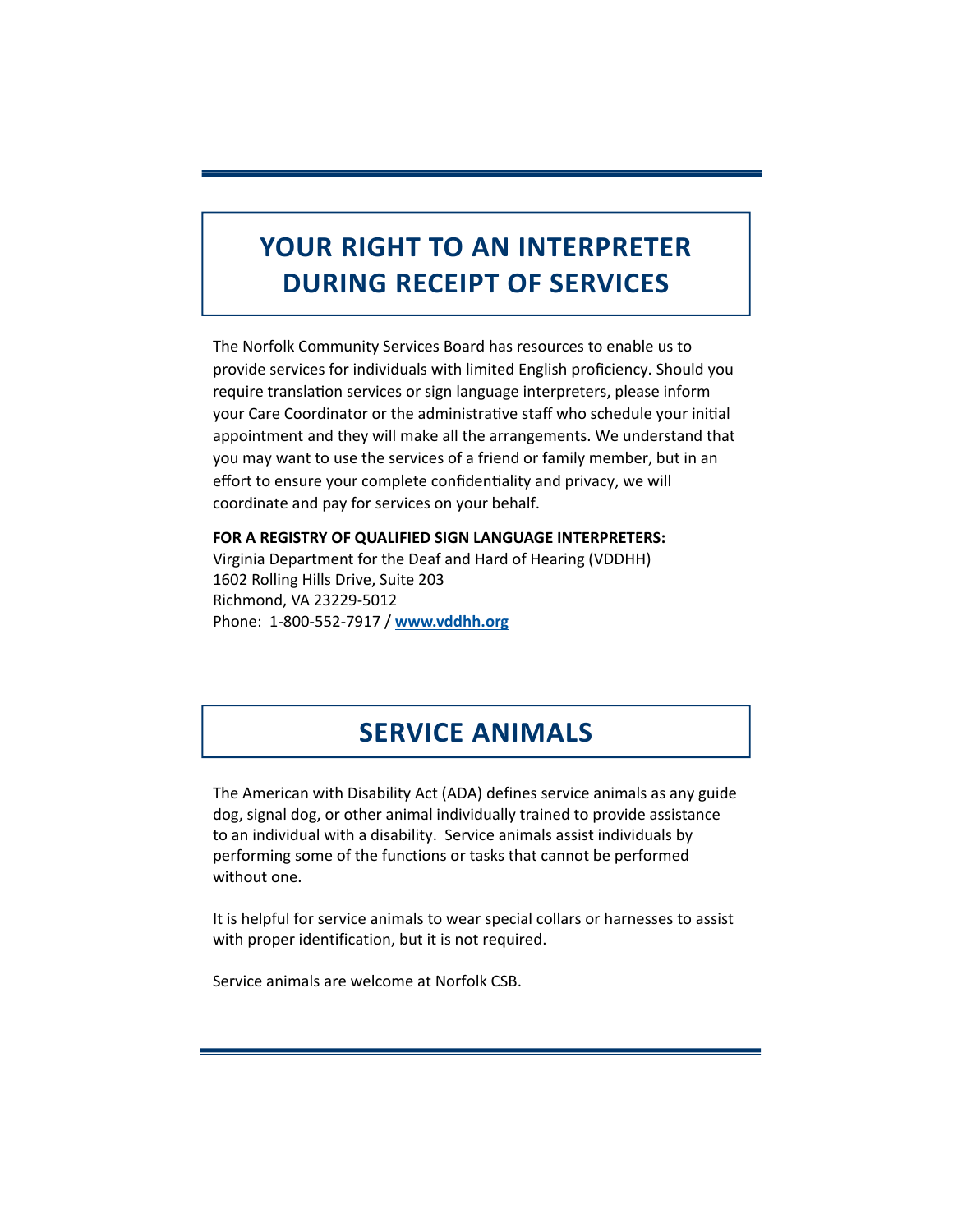## YOUR RIGHT TO AN INTERPRETER DURING RECEIPT OF SERVICES

The Norfolk Community Services Board has resources to enable us to provide services for individuals with limited English proficiency. Should you require translation services or sign language interpreters, please inform your Care Coordinator or the administrative staff who schedule your initial appointment and they will make all the arrangements. We understand that you may want to use the services of a friend or family member, but in an effort to ensure your complete confidentiality and privacy, we will coordinate and pay for services on your behalf.

**FOR A REGISTRY OF QUALIFIED SIGN LANGUAGE INTERPRETERS:**
Virginia Department for the Deaf and Hard of Hearing (VDDHH)
1602 Rolling Hills Drive, Suite 203
Richmond, VA 23229-5012
Phone: 1-800-552-7917 / **www.vddhh.org**

## SERVICE ANIMALS

The American with Disability Act (ADA) defines service animals as any guide dog, signal dog, or other animal individually trained to provide assistance to an individual with a disability. Service animals assist individuals by performing some of the functions or tasks that cannot be performed without one.

It is helpful for service animals to wear special collars or harnesses to assist with proper identification, but it is not required.

Service animals are welcome at Norfolk CSB.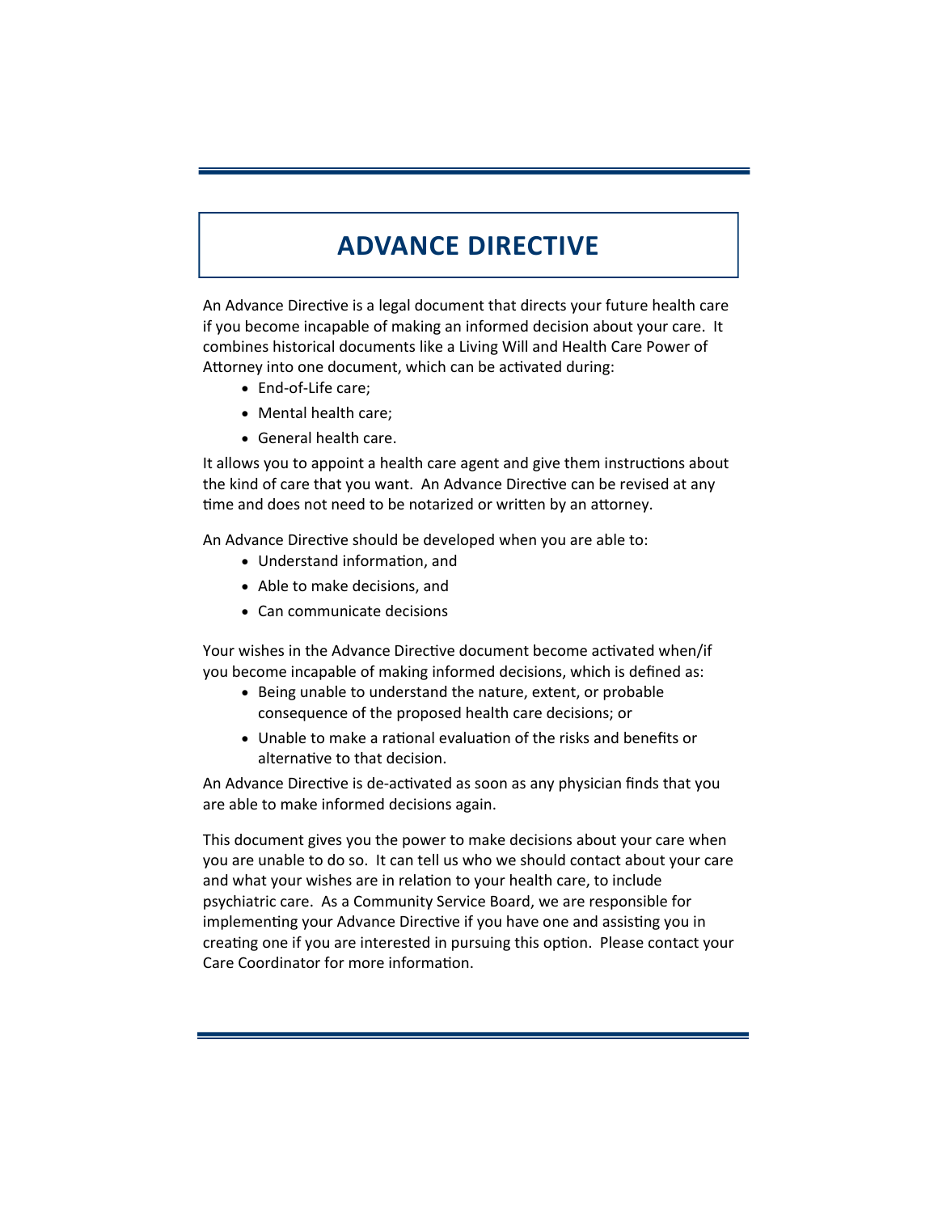# ADVANCE DIRECTIVE

An Advance Directive is a legal document that directs your future health care if you become incapable of making an informed decision about your care. It combines historical documents like a Living Will and Health Care Power of Attorney into one document, which can be activated during:

- End-of-Life care;
- Mental health care;
- General health care.

It allows you to appoint a health care agent and give them instructions about the kind of care that you want. An Advance Directive can be revised at any time and does not need to be notarized or written by an attorney.

An Advance Directive should be developed when you are able to:

- Understand information, and
- Able to make decisions, and
- Can communicate decisions

Your wishes in the Advance Directive document become activated when/if you become incapable of making informed decisions, which is defined as:

- Being unable to understand the nature, extent, or probable consequence of the proposed health care decisions; or
- Unable to make a rational evaluation of the risks and benefits or alternative to that decision.

An Advance Directive is de-activated as soon as any physician finds that you are able to make informed decisions again.

This document gives you the power to make decisions about your care when you are unable to do so. It can tell us who we should contact about your care and what your wishes are in relation to your health care, to include psychiatric care. As a Community Service Board, we are responsible for implementing your Advance Directive if you have one and assisting you in creating one if you are interested in pursuing this option. Please contact your Care Coordinator for more information.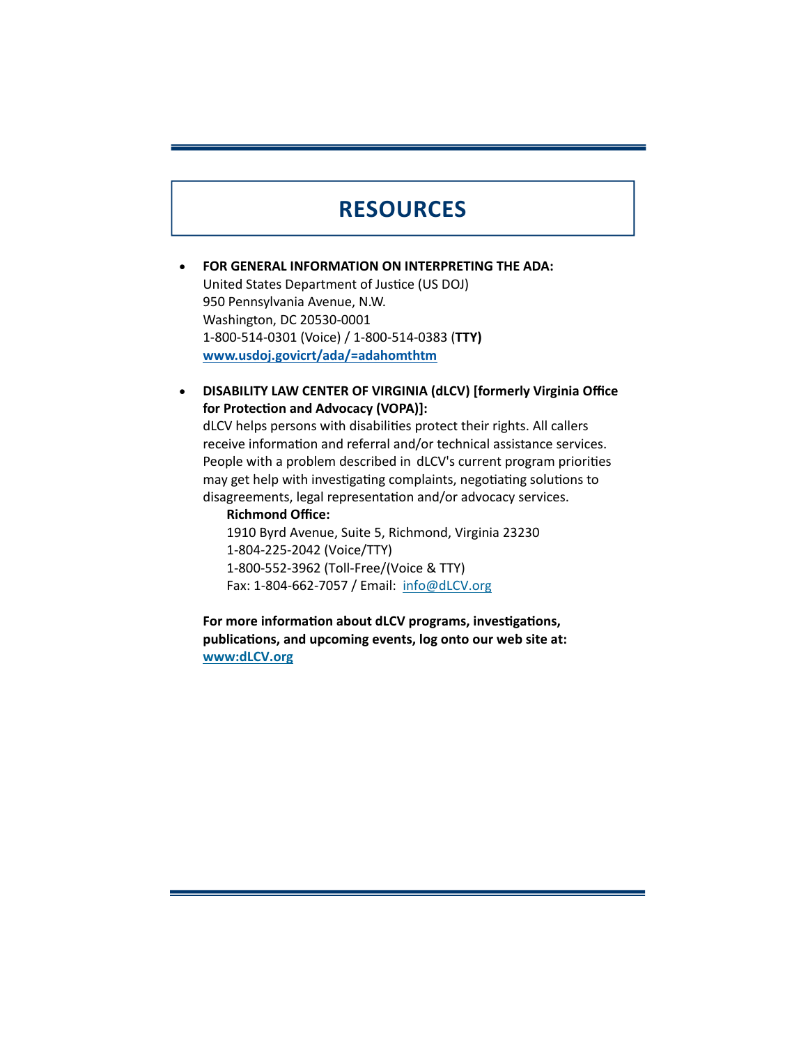# RESOURCES

- **FOR GENERAL INFORMATION ON INTERPRETING THE ADA:**
  United States Department of Justice (US DOJ)
  950 Pennsylvania Avenue, N.W.
  Washington, DC 20530-0001
  1-800-514-0301 (Voice) / 1-800-514-0383 (**TTY)**
  **www.usdoj.govicrt/ada/=adahomthtm**

- **DISABILITY LAW CENTER OF VIRGINIA (dLCV) [formerly Virginia Office for Protection and Advocacy (VOPA)]:**
  dLCV helps persons with disabilities protect their rights. All callers receive information and referral and/or technical assistance services. People with a problem described in dLCV's current program priorities may get help with investigating complaints, negotiating solutions to disagreements, legal representation and/or advocacy services.

  **Richmond Office:**
  1910 Byrd Avenue, Suite 5, Richmond, Virginia 23230
  1-804-225-2042 (Voice/TTY)
  1-800-552-3962 (Toll-Free/(Voice & TTY)
  Fax: 1-804-662-7057 / Email: info@dLCV.org

**For more information about dLCV programs, investigations, publications, and upcoming events, log onto our web site at: www:dLCV.org**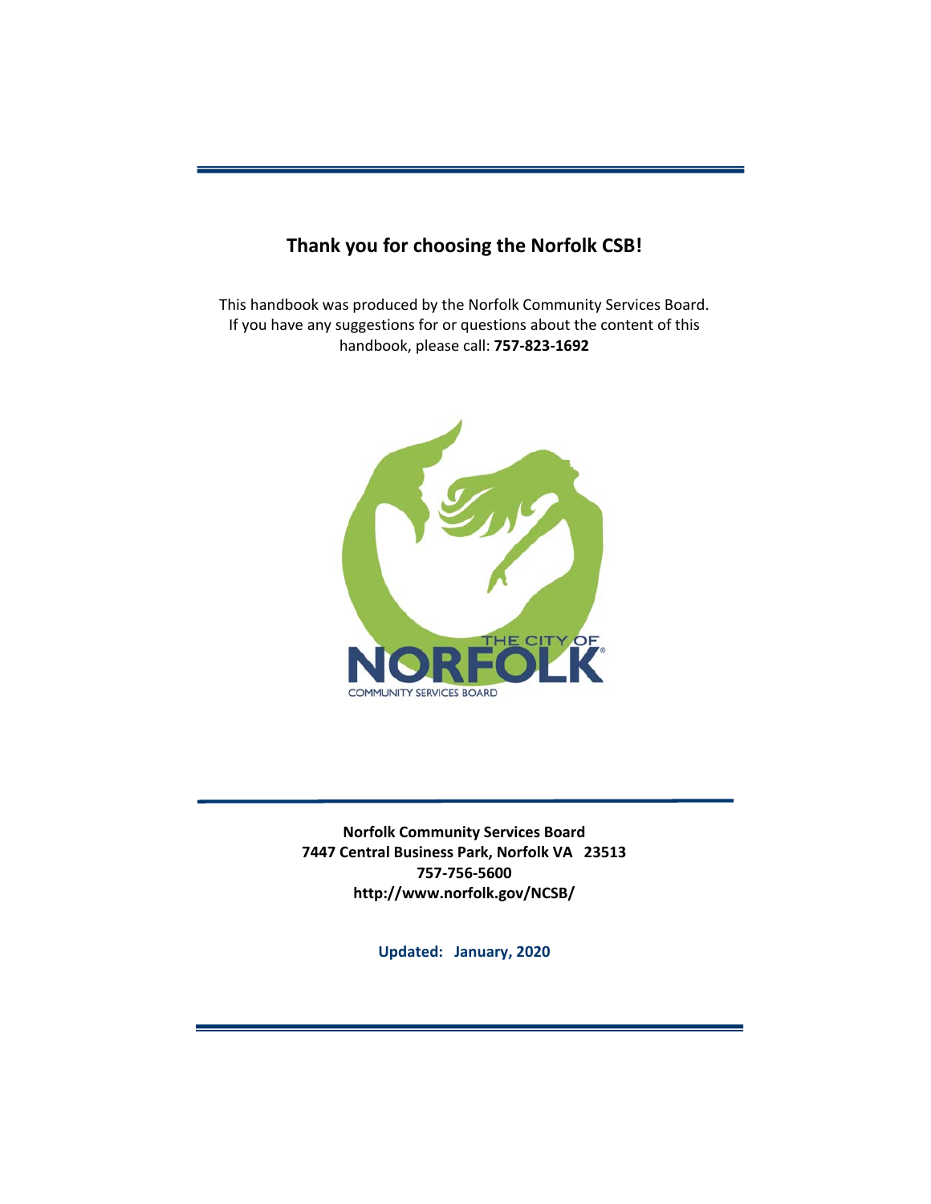## Thank you for choosing the Norfolk CSB!

This handbook was produced by the Norfolk Community Services Board. If you have any suggestions for or questions about the content of this handbook, please call: **757-823-1692**

**Norfolk Community Services Board**
**7447 Central Business Park, Norfolk VA 23513**
**757-756-5600**
**http://www.norfolk.gov/NCSB/**

**Updated: January, 2020**